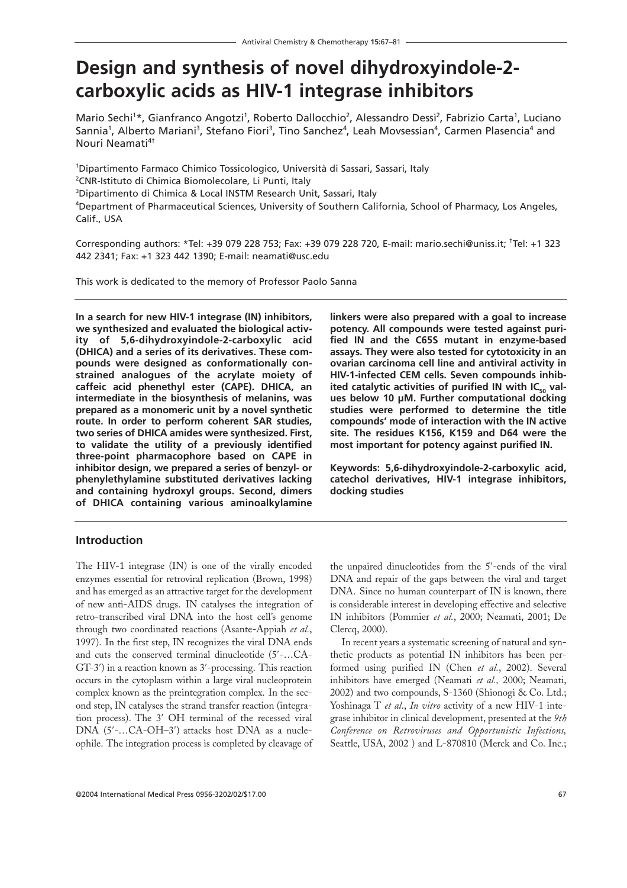# Design and synthesis of novel dihydroxyindole-2-carboxylic acids as HIV-1 integrase inhibitors

Mario Sechi[1]*, Gianfranco Angotzi[1], Roberto Dallocchio[2], Alessandro Dessì[2], Fabrizio Carta[1], Luciano Sannia[1], Alberto Mariani[3], Stefano Fiori[3], Tino Sanchez[4], Leah Movsessian[4], Carmen Plasencia[4] and Nouri Neamati[4†]

[1]Dipartimento Farmaco Chimico Tossicologico, Università di Sassari, Sassari, Italy

[2]CNR-Istituto di Chimica Biomolecolare, Li Punti, Italy

[3]Dipartimento di Chimica & Local INSTM Research Unit, Sassari, Italy

[4]Department of Pharmaceutical Sciences, University of Southern California, School of Pharmacy, Los Angeles, Calif., USA

Corresponding authors: *Tel: +39 079 228 753; Fax: +39 079 228 720, E-mail: mario.sechi@uniss.it; †Tel: +1 323 442 2341; Fax: +1 323 442 1390; E-mail: neamati@usc.edu

This work is dedicated to the memory of Professor Paolo Sanna

**In a search for new HIV-1 integrase (IN) inhibitors, we synthesized and evaluated the biological activity of 5,6-dihydroxyindole-2-carboxylic acid (DHICA) and a series of its derivatives. These compounds were designed as conformationally constrained analogues of the acrylate moiety of caffeic acid phenethyl ester (CAPE). DHICA, an intermediate in the biosynthesis of melanins, was prepared as a monomeric unit by a novel synthetic route. In order to perform coherent SAR studies, two series of DHICA amides were synthesized. First, to validate the utility of a previously identified three-point pharmacophore based on CAPE in inhibitor design, we prepared a series of benzyl- or phenylethylamine substituted derivatives lacking and containing hydroxyl groups. Second, dimers of DHICA containing various aminoalkylamine linkers were also prepared with a goal to increase potency. All compounds were tested against purified IN and the C65S mutant in enzyme-based assays. They were also tested for cytotoxicity in an ovarian carcinoma cell line and antiviral activity in HIV-1-infected CEM cells. Seven compounds inhibited catalytic activities of purified IN with $IC_{50}$ values below 10 μM. Further computational docking studies were performed to determine the title compounds' mode of interaction with the IN active site. The residues K156, K159 and D64 were the most important for potency against purified IN.**

**Keywords: 5,6-dihydroxyindole-2-carboxylic acid, catechol derivatives, HIV-1 integrase inhibitors, docking studies**

## Introduction

The HIV-1 integrase (IN) is one of the virally encoded enzymes essential for retroviral replication (Brown, 1998) and has emerged as an attractive target for the development of new anti-AIDS drugs. IN catalyses the integration of retro-transcribed viral DNA into the host cell's genome through two coordinated reactions (Asante-Appiah *et al.*, 1997). In the first step, IN recognizes the viral DNA ends and cuts the conserved terminal dinucleotide (5′-…CA-GT-3′) in a reaction known as 3′-processing. This reaction occurs in the cytoplasm within a large viral nucleoprotein complex known as the preintegration complex. In the second step, IN catalyses the strand transfer reaction (integration process). The 3′ OH terminal of the recessed viral DNA (5′-…CA-OH–3′) attacks host DNA as a nucleophile. The integration process is completed by cleavage of the unpaired dinucleotides from the 5′-ends of the viral DNA and repair of the gaps between the viral and target DNA. Since no human counterpart of IN is known, there is considerable interest in developing effective and selective IN inhibitors (Pommier *et al.*, 2000; Neamati, 2001; De Clercq, 2000).

In recent years a systematic screening of natural and synthetic products as potential IN inhibitors has been performed using purified IN (Chen *et al.*, 2002). Several inhibitors have emerged (Neamati *et al.*, 2000; Neamati, 2002) and two compounds, S-1360 (Shionogi & Co. Ltd.; Yoshinaga T *et al.*, *In vitro* activity of a new HIV-1 integrase inhibitor in clinical development, presented at the *9th Conference on Retroviruses and Opportunistic Infections*, Seattle, USA, 2002 ) and L-870810 (Merck and Co. Inc.;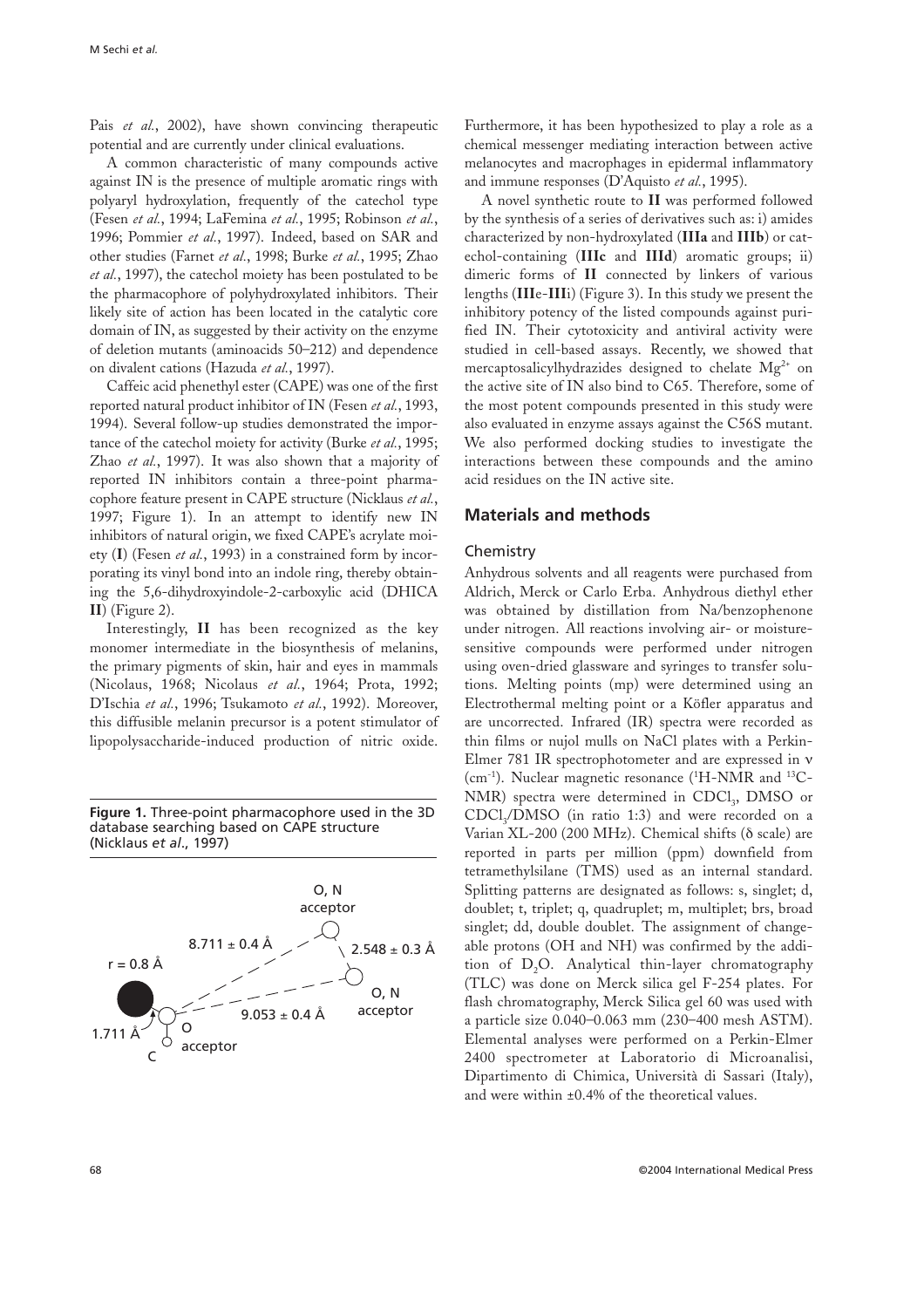Pais *et al.*, 2002), have shown convincing therapeutic potential and are currently under clinical evaluations.

A common characteristic of many compounds active against IN is the presence of multiple aromatic rings with polyaryl hydroxylation, frequently of the catechol type (Fesen *et al.*, 1994; LaFemina *et al.*, 1995; Robinson *et al.*, 1996; Pommier *et al.*, 1997). Indeed, based on SAR and other studies (Farnet *et al.*, 1998; Burke *et al.*, 1995; Zhao *et al.*, 1997), the catechol moiety has been postulated to be the pharmacophore of polyhydroxylated inhibitors. Their likely site of action has been located in the catalytic core domain of IN, as suggested by their activity on the enzyme of deletion mutants (aminoacids 50–212) and dependence on divalent cations (Hazuda *et al.*, 1997).

Caffeic acid phenethyl ester (CAPE) was one of the first reported natural product inhibitor of IN (Fesen *et al.*, 1993, 1994). Several follow-up studies demonstrated the importance of the catechol moiety for activity (Burke *et al.*, 1995; Zhao *et al.*, 1997). It was also shown that a majority of reported IN inhibitors contain a three-point pharmacophore feature present in CAPE structure (Nicklaus *et al.*, 1997; Figure 1). In an attempt to identify new IN inhibitors of natural origin, we fixed CAPE's acrylate moiety (**I**) (Fesen *et al.*, 1993) in a constrained form by incorporating its vinyl bond into an indole ring, thereby obtaining the 5,6-dihydroxyindole-2-carboxylic acid (DHICA **II**) (Figure 2).

Interestingly, **II** has been recognized as the key monomer intermediate in the biosynthesis of melanins, the primary pigments of skin, hair and eyes in mammals (Nicolaus, 1968; Nicolaus *et al.*, 1964; Prota, 1992; D'Ischia *et al.*, 1996; Tsukamoto *et al.*, 1992). Moreover, this diffusible melanin precursor is a potent stimulator of lipopolysaccharide-induced production of nitric oxide.

**Figure 1.** Three-point pharmacophore used in the 3D database searching based on CAPE structure (Nicklaus *et al.*, 1997)

Furthermore, it has been hypothesized to play a role as a chemical messenger mediating interaction between active melanocytes and macrophages in epidermal inflammatory and immune responses (D'Aquisto *et al.*, 1995).

A novel synthetic route to **II** was performed followed by the synthesis of a series of derivatives such as: i) amides characterized by non-hydroxylated (**IIIa** and **IIIb**) or catechol-containing (**IIIc** and **IIId**) aromatic groups; ii) dimeric forms of **II** connected by linkers of various lengths (**IIIe**-**IIIi**) (Figure 3). In this study we present the inhibitory potency of the listed compounds against purified IN. Their cytotoxicity and antiviral activity were studied in cell-based assays. Recently, we showed that mercaptosalicylhydrazides designed to chelate $Mg^{2+}$ on the active site of IN also bind to C65. Therefore, some of the most potent compounds presented in this study were also evaluated in enzyme assays against the C56S mutant. We also performed docking studies to investigate the interactions between these compounds and the amino acid residues on the IN active site.

## Materials and methods

### Chemistry

Anhydrous solvents and all reagents were purchased from Aldrich, Merck or Carlo Erba. Anhydrous diethyl ether was obtained by distillation from Na/benzophenone under nitrogen. All reactions involving air- or moisture-sensitive compounds were performed under nitrogen using oven-dried glassware and syringes to transfer solutions. Melting points (mp) were determined using an Electrothermal melting point or a Köfler apparatus and are uncorrected. Infrared (IR) spectra were recorded as thin films or nujol mulls on NaCl plates with a Perkin-Elmer 781 IR spectrophotometer and are expressed in ν ($cm^{-1}$). Nuclear magnetic resonance ($^1H$-NMR and $^{13}C$-NMR) spectra were determined in $CDCl_3$, DMSO or $CDCl_3$/DMSO (in ratio 1:3) and were recorded on a Varian XL-200 (200 MHz). Chemical shifts (δ scale) are reported in parts per million (ppm) downfield from tetramethylsilane (TMS) used as an internal standard. Splitting patterns are designated as follows: s, singlet; d, doublet; t, triplet; q, quadruplet; m, multiplet; brs, broad singlet; dd, double doublet. The assignment of changeable protons (OH and NH) was confirmed by the addition of $D_2O$. Analytical thin-layer chromatography (TLC) was done on Merck silica gel F-254 plates. For flash chromatography, Merck Silica gel 60 was used with a particle size 0.040–0.063 mm (230–400 mesh ASTM). Elemental analyses were performed on a Perkin-Elmer 2400 spectrometer at Laboratorio di Microanalisi, Dipartimento di Chimica, Università di Sassari (Italy), and were within ±0.4% of the theoretical values.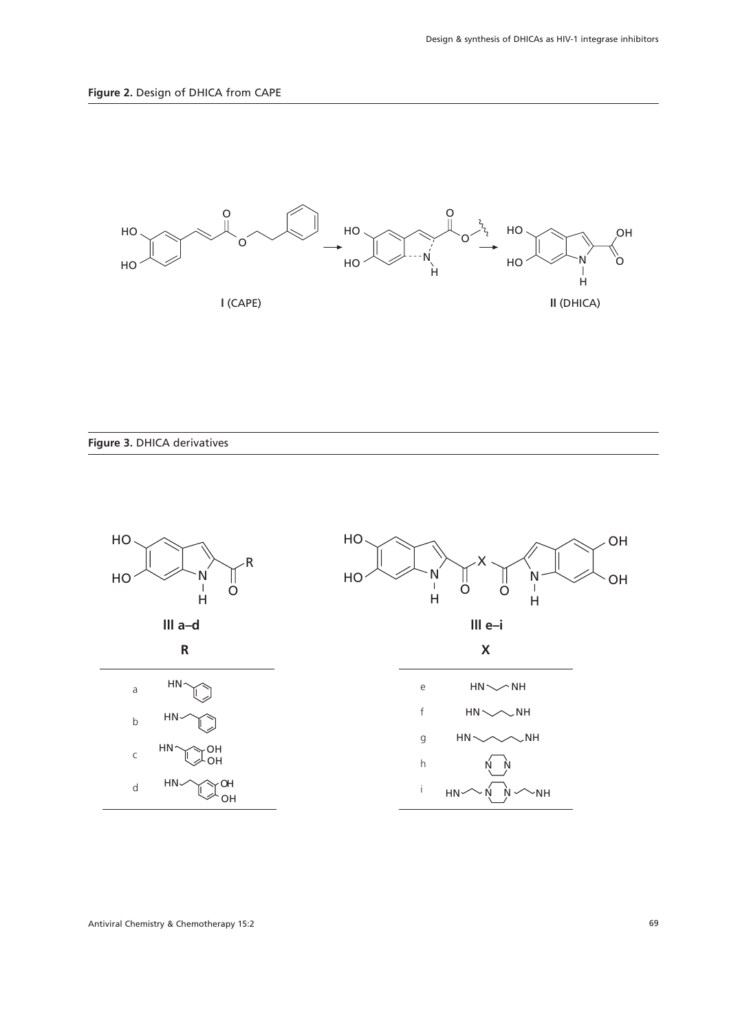**Figure 2.** Design of DHICA from CAPE

I (CAPE)

II (DHICA)

**Figure 3.** DHICA derivatives

**III a–d**

**III e–i**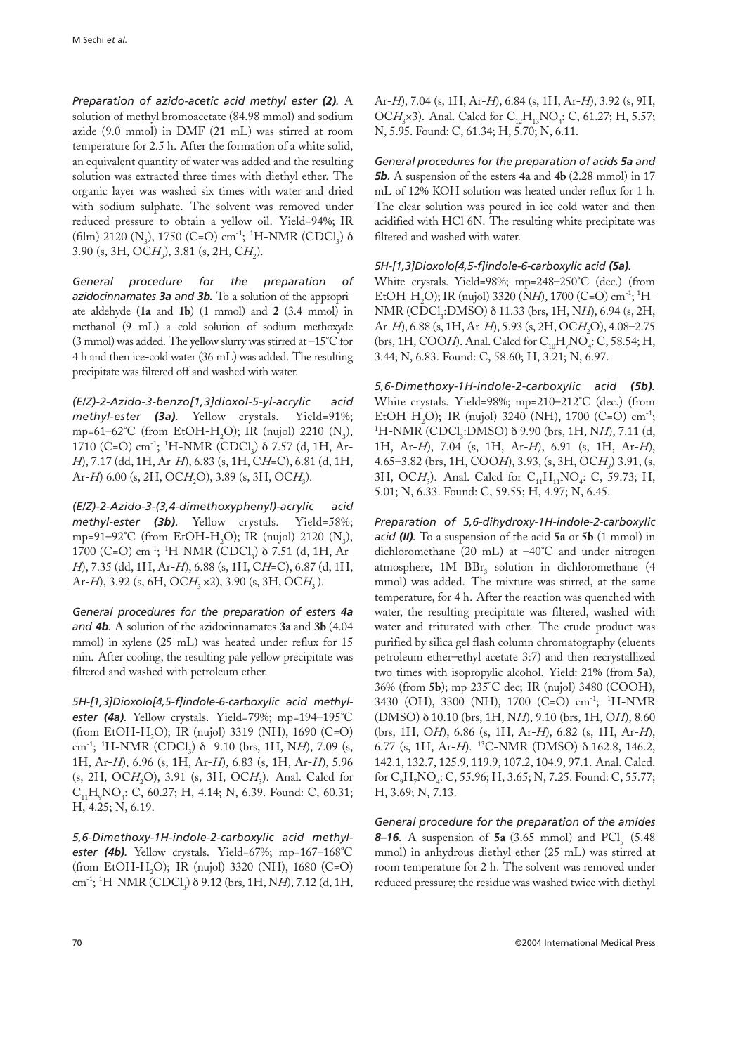*Preparation of azido-acetic acid methyl ester **(2)**.* A solution of methyl bromoacetate (84.98 mmol) and sodium azide (9.0 mmol) in DMF (21 mL) was stirred at room temperature for 2.5 h. After the formation of a white solid, an equivalent quantity of water was added and the resulting solution was extracted three times with diethyl ether. The organic layer was washed six times with water and dried with sodium sulphate. The solvent was removed under reduced pressure to obtain a yellow oil. Yield=94%; IR (film) 2120 ($N_3$), 1750 (C=O) $cm^{-1}$; $^1$H-NMR ($CDCl_3$) δ 3.90 (s, 3H, OC*H*$_3$), 3.81 (s, 2H, C*H*$_2$).

*General procedure for the preparation of azidocinnamates **3a** and **3b**.* To a solution of the appropriate aldehyde (**1a** and **1b**) (1 mmol) and **2** (3.4 mmol) in methanol (9 mL) a cold solution of sodium methoxyde (3 mmol) was added. The yellow slurry was stirred at −15°C for 4 h and then ice-cold water (36 mL) was added. The resulting precipitate was filtered off and washed with water.

*(E/Z)-2-Azido-3-benzo[1,3]dioxol-5-yl-acrylic acid methyl-ester **(3a)**.* Yellow crystals. Yield=91%; mp=61–62°C (from EtOH-$H_2O$); IR (nujol) 2210 ($N_3$), 1710 (C=O) $cm^{-1}$; $^1$H-NMR ($CDCl_3$) δ 7.57 (d, 1H, Ar-*H*), 7.17 (dd, 1H, Ar-*H*), 6.83 (s, 1H, C*H*=C), 6.81 (d, 1H, Ar-*H*) 6.00 (s, 2H, OC*H*$_2$O), 3.89 (s, 3H, OC*H*$_3$).

*(E/Z)-2-Azido-3-(3,4-dimethoxyphenyl)-acrylic acid methyl-ester **(3b)**.* Yellow crystals. Yield=58%; mp=91–92°C (from EtOH-$H_2O$); IR (nujol) 2120 ($N_3$), 1700 (C=O) $cm^{-1}$; $^1$H-NMR ($CDCl_3$) δ 7.51 (d, 1H, Ar-*H*), 7.35 (dd, 1H, Ar-*H*), 6.88 (s, 1H, C*H*=C), 6.87 (d, 1H, Ar-*H*), 3.92 (s, 6H, OC*H*$_3$ ×2), 3.90 (s, 3H, OC*H*$_3$).

*General procedures for the preparation of esters **4a** and **4b**.* A solution of the azidocinnamates **3a** and **3b** (4.04 mmol) in xylene (25 mL) was heated under reflux for 15 min. After cooling, the resulting pale yellow precipitate was filtered and washed with petroleum ether.

*5H-[1,3]Dioxolo[4,5-f]indole-6-carboxylic acid methyl-ester **(4a)**.* Yellow crystals. Yield=79%; mp=194–195°C (from EtOH-$H_2O$); IR (nujol) 3319 (NH), 1690 (C=O) $cm^{-1}$; $^1$H-NMR ($CDCl_3$) δ 9.10 (brs, 1H, N*H*), 7.09 (s, 1H, Ar-*H*), 6.96 (s, 1H, Ar-*H*), 6.83 (s, 1H, Ar-*H*), 5.96 (s, 2H, OC*H*$_2$O), 3.91 (s, 3H, OC*H*$_3$). Anal. Calcd for $C_{11}H_9NO_4$: C, 60.27; H, 4.14; N, 6.39. Found: C, 60.31; H, 4.25; N, 6.19.

*5,6-Dimethoxy-1H-indole-2-carboxylic acid methyl-ester **(4b)**.* Yellow crystals. Yield=67%; mp=167–168°C (from EtOH-$H_2O$); IR (nujol) 3320 (NH), 1680 (C=O) $cm^{-1}$; $^1$H-NMR ($CDCl_3$) δ 9.12 (brs, 1H, N*H*), 7.12 (d, 1H, Ar-*H*), 7.04 (s, 1H, Ar-*H*), 6.84 (s, 1H, Ar-*H*), 3.92 (s, 9H, OC*H*$_3$×3). Anal. Calcd for $C_{12}H_{13}NO_4$: C, 61.27; H, 5.57; N, 5.95. Found: C, 61.34; H, 5.70; N, 6.11.

*General procedures for the preparation of acids **5a** and **5b**.* A suspension of the esters **4a** and **4b** (2.28 mmol) in 17 mL of 12% KOH solution was heated under reflux for 1 h. The clear solution was poured in ice-cold water and then acidified with HCl 6N. The resulting white precipitate was filtered and washed with water.

*5H-[1,3]Dioxolo[4,5-f]indole-6-carboxylic acid **(5a)**.* White crystals. Yield=98%; mp=248–250°C (dec.) (from EtOH-$H_2O$); IR (nujol) 3320 (N*H*), 1700 (C=O) $cm^{-1}$; $^1$H-NMR ($CDCl_3$:DMSO) δ 11.33 (brs, 1H, N*H*), 6.94 (s, 2H, Ar-*H*), 6.88 (s, 1H, Ar-*H*), 5.93 (s, 2H, OC*H*$_2$O), 4.08–2.75 (brs, 1H, COO*H*). Anal. Calcd for $C_{10}H_7NO_4$: C, 58.54; H, 3.44; N, 6.83. Found: C, 58.60; H, 3.21; N, 6.97.

*5,6-Dimethoxy-1H-indole-2-carboxylic acid **(5b)**.* White crystals. Yield=98%; mp=210–212°C (dec.) (from EtOH-$H_2O$); IR (nujol) 3240 (NH), 1700 (C=O) $cm^{-1}$; $^1$H-NMR ($CDCl_3$:DMSO) δ 9.90 (brs, 1H, N*H*), 7.11 (d, 1H, Ar-*H*), 7.04 (s, 1H, Ar-*H*), 6.91 (s, 1H, Ar-*H*), 4.65–3.82 (brs, 1H, COO*H*), 3.93, (s, 3H, OC*H*$_3$) 3.91, (s, 3H, OC*H*$_3$). Anal. Calcd for $C_{11}H_{11}NO_4$: C, 59.73; H, 5.01; N, 6.33. Found: C, 59.55; H, 4.97; N, 6.45.

*Preparation of 5,6-dihydroxy-1H-indole-2-carboxylic acid **(II)**.* To a suspension of the acid **5a** or **5b** (1 mmol) in dichloromethane (20 mL) at −40°C and under nitrogen atmosphere, 1M $BBr_3$ solution in dichloromethane (4 mmol) was added. The mixture was stirred, at the same temperature, for 4 h. After the reaction was quenched with water, the resulting precipitate was filtered, washed with water and triturated with ether. The crude product was purified by silica gel flash column chromatography (eluents petroleum ether–ethyl acetate 3:7) and then recrystallized two times with isopropylic alcohol. Yield: 21% (from **5a**), 36% (from **5b**); mp 235°C dec; IR (nujol) 3480 (COOH), 3430 (OH), 3300 (NH), 1700 (C=O) $cm^{-1}$; $^1$H-NMR (DMSO) δ 10.10 (brs, 1H, N*H*), 9.10 (brs, 1H, O*H*), 8.60 (brs, 1H, O*H*), 6.86 (s, 1H, Ar-*H*), 6.82 (s, 1H, Ar-*H*), 6.77 (s, 1H, Ar-*H*). $^{13}$C-NMR (DMSO) δ 162.8, 146.2, 142.1, 132.7, 125.9, 119.9, 107.2, 104.9, 97.1. Anal. Calcd. for $C_9H_7NO_4$: C, 55.96; H, 3.65; N, 7.25. Found: C, 55.77; H, 3.69; N, 7.13.

*General procedure for the preparation of the amides **8–16**.* A suspension of **5a** (3.65 mmol) and $PCl_5$ (5.48 mmol) in anhydrous diethyl ether (25 mL) was stirred at room temperature for 2 h. The solvent was removed under reduced pressure; the residue was washed twice with diethyl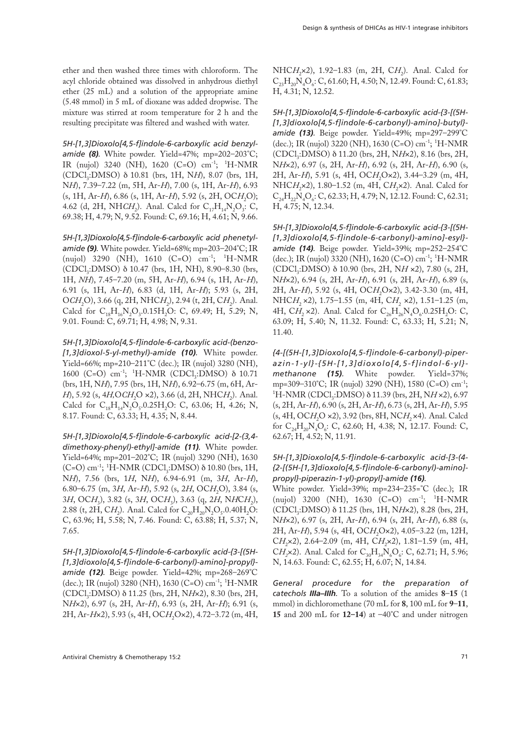ether and then washed three times with chloroform. The acyl chloride obtained was dissolved in anhydrous diethyl ether (25 mL) and a solution of the appropriate amine (5.48 mmol) in 5 mL of dioxane was added dropwise. The mixture was stirred at room temperature for 2 h and the resulting precipitate was filtered and washed with water.

*5H-[1,3]Dioxolo[4,5-f]indole-6-carboxylic acid benzylamide **(8)**.* White powder. Yield=47%; mp=202–203°C; IR (nujol) 3240 (NH), 1620 (C=O) cm$^{-1}$; $^1$H-NMR ($CDCl_3$:DMSO) δ 10.81 (brs, 1H, N*H*), 8.07 (brs, 1H, N*H*), 7.39–7.22 (m, 5H, Ar-*H*), 7.00 (s, 1H, Ar-*H*), 6.93 (s, 1H, Ar-*H*), 6.86 (s, 1H, Ar-*H*), 5.92 (s, 2H, OC$H_2$O); 4.62 (d, 2H, NHC$H_2$). Anal. Calcd for $C_{17}H_{14}N_2O_3$: C, 69.38; H, 4.79; N, 9.52. Found: C, 69.16; H, 4.61; N, 9.66.

*5H-[1,3]Dioxolo[4,5-f]indole-6-carboxylic acid phenetylamide **(9)**.* White powder. Yield=68%; mp=203–204°C; IR (nujol) 3290 (NH), 1610 (C=O) cm$^{-1}$; $^1$H-NMR ($CDCl_3$:DMSO) δ 10.47 (brs, 1H, NH), 8.90–8.30 (brs, 1H, *NH*), 7.45–7.20 (m, 5H, Ar-*H*), 6.94 (s, 1H, Ar-*H*), 6.91 (s, 1H, Ar-*H*), 6.83 (d, 1H, Ar-*H*); 5.93 (s, 2H, OC$H_2$O), 3.66 (q, 2H, NHC$H_2$), 2.94 (t, 2H, C$H_2$). Anal. Calcd for $C_{18}H_{16}N_2O_3$.0.15$H_2O$: C, 69.49; H, 5.29; N, 9.01. Found: C, 69.71; H, 4.98; N, 9.31.

*5H-[1,3]Dioxolo[4,5-f]indole-6-carboxylic acid-(benzo-[1,3]dioxol-5-yl-methyl)-amide **(10)**.* White powder. Yield=66%; mp=210–211°C (dec.); IR (nujol) 3280 (NH), 1600 (C=O) cm$^{-1}$; $^1$H-NMR ($CDCl_3$:DMSO) δ 10.71 (brs, 1H, N*H*), 7.95 (brs, 1H, N*H*), 6.92–6.75 (m, 6H, Ar-*H*), 5.92 (s, 4*H*,OC$H_2$O ×2), 3.66 (d, 2H, NHC$H_2$). Anal. Calcd for $C_{18}H_{14}N_2O_5$.0.25$H_2O$: C, 63.06; H, 4.26; N, 8.17. Found: C, 63.33; H, 4.35; N, 8.44.

*5H-[1,3]Dioxolo[4,5-f]indole-6-carboxylic acid-[2-(3,4-dimethoxy-phenyl)-ethyl]-amide **(11)**.* White powder. Yield=64%; mp=201–202°C; IR (nujol) 3290 (NH), 1630 (C=O) cm$^{-1}$; $^1$H-NMR ($CDCl_3$:DMSO) δ 10.80 (brs, 1H, N*H*), 7.56 (brs, 1*H*, N*H*), 6.94-6.91 (m, 3*H*, Ar-*H*), 6.80–6.75 (m, 3*H*, Ar-*H*), 5.92 (s, 2*H*, OC$H_2$O), 3.84 (s, 3*H*, OC$H_3$), 3.82 (s, 3*H*, OC$H_3$), 3.63 (q, 2*H*, N*H*C$H_2$), 2.88 (t, 2H, C$H_2$). Anal. Calcd for $C_{20}H_{20}N_2O_5$.0.40$H_2O$: C, 63.96; H, 5.58; N, 7.46. Found: C, 63.88; H, 5.37; N, 7.65.

*5H-[1,3]Dioxolo[4,5-f]indole-6-carboxylic acid-{3-[(5H-[1,3]dioxolo[4,5-f]indole-6-carbonyl)-amino]-propyl}-amide **(12)**.* Beige powder. Yield=42%; mp=268–269°C (dec.); IR (nujol) 3280 (NH), 1630 (C=O) cm$^{-1}$; $^1$H-NMR ($CDCl_3$:DMSO) δ 11.25 (brs, 2H, N*H*×2), 8.30 (brs, 2H, N*H*×2), 6.97 (s, 2H, Ar-*H*), 6.93 (s, 2H, Ar-*H*); 6.91 (s, 2H, Ar-*H*×2), 5.93 (s, 4H, OC$H_2$O×2), 4.72–3.72 (m, 4H, NHC$H_2$×2), 1.92–1.83 (m, 2H, C$H_2$). Anal. Calcd for $C_{23}H_{20}N_4O_6$: C, 61.60; H, 4.50; N, 12.49. Found: C, 61.83; H, 4.31; N, 12.52.

*5H-[1,3]Dioxolo[4,5-f]indole-6-carboxylic acid-{3-[(5H-[1,3]dioxolo[4,5-f]indole-6-carbonyl)-amino]-butyl}-amide **(13)**.* Beige powder. Yield=49%; mp=297–299°C (dec.); IR (nujol) 3220 (NH), 1630 (C=O) cm$^{-1}$; $^1$H-NMR ($CDCl_3$:DMSO) δ 11.20 (brs, 2H, N*H*×2), 8.16 (brs, 2H, N*H*×2), 6.97 (s, 2H, Ar-*H*), 6.92 (s, 2H, Ar-*H*), 6.90 (s, 2H, Ar-*H*), 5.91 (s, 4H, OC$H_2$O×2), 3.44–3.29 (m, 4H, NHC$H_2$×2), 1.80–1.52 (m, 4H, C$H_2$×2). Anal. Calcd for $C_{24}H_{22}N_4O_6$: C, 62.33; H, 4.79; N, 12.12. Found: C, 62.31; H, 4.75; N, 12.34.

*5H-[1,3]Dioxolo[4,5-f]indole-6-carboxylic acid-{3-[(5H-[1,3]dioxolo[4,5-f]indole-6-carbonyl)-amino]-esyl}-amide **(14)**.* Beige powder. Yield=39%; mp=252–254°C (dec.); IR (nujol) 3320 (NH), 1620 (C=O) cm$^{-1}$; $^1$H-NMR ($CDCl_3$:DMSO) δ 10.90 (brs, 2H, N*H* ×2), 7.80 (s, 2H, N*H*×2), 6.94 (s, 2H, Ar-*H*), 6.91 (s, 2H, Ar-*H*), 6.89 (s, 2H, Ar-*H*), 5.92 (s, 4H, OC$H_2$O×2), 3.42-3.30 (m, 4H, NHC$H_2$ ×2), 1.75–1.55 (m, 4H, C$H_2$ ×2), 1.51–1.25 (m, 4H, C$H_2$ ×2). Anal. Calcd for $C_{26}H_{26}N_4O_6$.0.25$H_2O$: C, 63.09; H, 5.40; N, 11.32. Found: C, 63.33; H, 5.21; N, 11.40.

*{4-[(5H-[1,3]Dioxolo[4,5-f]indole-6-carbonyl)-piperazin-1-yl}-{5H-[1,3]dioxolo[4,5-f]indol-6-yl}-methanone **(15)**.* White powder. Yield=37%; mp=309–310°C; IR (nujol) 3290 (NH), 1580 (C=O) cm$^{-1}$; $^1$H-NMR ($CDCl_3$:DMSO) δ 11.39 (brs, 2H, N*H*×2), 6.97 (s, 2H, Ar-*H*), 6.90 (s, 2H, Ar-*H*), 6.73 (s, 2H, Ar-*H*), 5.95 (s, 4H, OC$H_2$O ×2), 3.92 (brs, 8H, NC$H_2$×4). Anal. Calcd for $C_{24}H_{20}N_4O_6$: C, 62.60; H, 4.38; N, 12.17. Found: C, 62.67; H, 4.52; N, 11.91.

*5H-[1,3]Dioxolo[4,5-f]indole-6-carboxylic acid-[3-(4-{2-[(5H-[1,3]dioxolo[4,5-f]indole-6-carbonyl)-amino]-propyl}-piperazin-1-yl)-propyl]-amide **(16)**.*
White powder. Yield=39%; mp=234–235=°C (dec.); IR (nujol) 3200 (NH), 1630 (C=O) cm$^{-1}$; $^1$H-NMR ($CDCl_3$:DMSO) δ 11.25 (brs, 1H, N*H*×2), 8.28 (brs, 2H, N*H*×2), 6.97 (s, 2H, Ar-*H*), 6.94 (s, 2H, Ar-*H*), 6.88 (s, 2H, Ar-*H*), 5.94 (s, 4H, OC$H_2$O×2), 4.05–3.22 (m, 12H, C$H_2$×2), 2.64–2.09 (m, 4H, C$H_2$×2), 1.81–1.59 (m, 4H, C$H_2$×2). Anal. Calcd for $C_{30}H_{34}N_6O_6$: C, 62.71; H, 5.96; N, 14.63. Found: C, 62.55; H, 6.07; N, 14.84.

*General procedure for the preparation of catechols **IIIa–IIIh**.* To a solution of the amides **8**–**15** (1 mmol) in dichloromethane (70 mL for **8**, 100 mL for **9**–**11**, **15** and 200 mL for **12–14**) at −40°C and under nitrogen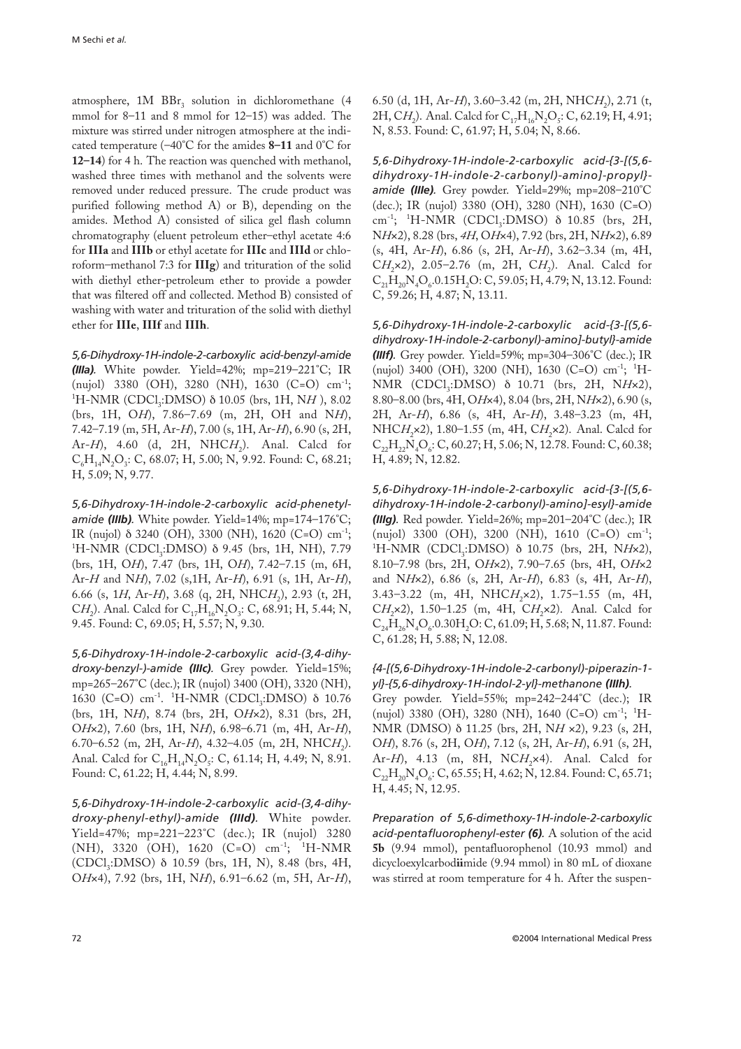atmosphere, 1M $BBr_3$ solution in dichloromethane (4 mmol for 8–11 and 8 mmol for 12–15) was added. The mixture was stirred under nitrogen atmosphere at the indicated temperature (–40°C for the amides **8–11** and 0°C for **12–14**) for 4 h. The reaction was quenched with methanol, washed three times with methanol and the solvents were removed under reduced pressure. The crude product was purified following method A) or B), depending on the amides. Method A) consisted of silica gel flash column chromatography (eluent petroleum ether–ethyl acetate 4:6 for **IIIa** and **IIIb** or ethyl acetate for **IIIc** and **IIId** or chloroform–methanol 7:3 for **IIIg**) and trituration of the solid with diethyl ether-petroleum ether to provide a powder that was filtered off and collected. Method B) consisted of washing with water and trituration of the solid with diethyl ether for **IIIe**, **IIIf** and **IIIh**.

*5,6-Dihydroxy-1H-indole-2-carboxylic acid-benzyl-amide **(IIIa)**.* White powder. Yield=42%; mp=219–221°C; IR (nujol) 3380 (OH), 3280 (NH), 1630 (C=O) $cm^{-1}$; $^1$H-NMR ($CDCl_3$:DMSO) δ 10.05 (brs, 1H, N*H* ), 8.02 (brs, 1H, O*H*), 7.86–7.69 (m, 2H, OH and N*H*), 7.42–7.19 (m, 5H, Ar-*H*), 7.00 (s, 1H, Ar-*H*), 6.90 (s, 2H, Ar-*H*), 4.60 (d, 2H, NHC*H*$_2$). Anal. Calcd for $C_6H_{14}N_2O_3$: C, 68.07; H, 5.00; N, 9.92. Found: C, 68.21; H, 5.09; N, 9.77.

*5,6-Dihydroxy-1H-indole-2-carboxylic acid-phenetyl-amide **(IIIb)**.* White powder. Yield=14%; mp=174–176°C; IR (nujol) δ 3240 (OH), 3300 (NH), 1620 (C=O) $cm^{-1}$; $^1$H-NMR ($CDCl_3$:DMSO) δ 9.45 (brs, 1H, NH), 7.79 (brs, 1H, O*H*), 7.47 (brs, 1H, O*H*), 7.42–7.15 (m, 6H, Ar-*H* and N*H*), 7.02 (s,1H, Ar-*H*), 6.91 (s, 1H, Ar-*H*), 6.66 (s, 1*H*, Ar-*H*), 3.68 (q, 2H, NHC*H*$_2$), 2.93 (t, 2H, C*H*$_2$). Anal. Calcd for $C_{17}H_{16}N_2O_3$: C, 68.91; H, 5.44; N, 9.45. Found: C, 69.05; H, 5.57; N, 9.30.

*5,6-Dihydroxy-1H-indole-2-carboxylic acid-(3,4-dihydroxy-benzyl-)-amide **(IIIc)**.* Grey powder. Yield=15%; mp=265–267°C (dec.); IR (nujol) 3400 (OH), 3320 (NH), 1630 (C=O) $cm^{-1}$. $^1$H-NMR ($CDCl_3$:DMSO) δ 10.76 (brs, 1H, N*H*), 8.74 (brs, 2H, O*H*×2), 8.31 (brs, 2H, O*H*×2), 7.60 (brs, 1H, N*H*), 6.98–6.71 (m, 4H, Ar-*H*), 6.70–6.52 (m, 2H, Ar-*H*), 4.32–4.05 (m, 2H, NHC*H*$_2$). Anal. Calcd for $C_{16}H_{14}N_2O_5$: C, 61.14; H, 4.49; N, 8.91. Found: C, 61.22; H, 4.44; N, 8.99.

*5,6-Dihydroxy-1H-indole-2-carboxylic acid-(3,4-dihydroxy-phenyl-ethyl)-amide **(IIId)**.* White powder. Yield=47%; mp=221–223°C (dec.); IR (nujol) 3280 (NH), 3320 (OH), 1620 (C=O) $cm^{-1}$; $^1$H-NMR ($CDCl_3$:DMSO) δ 10.59 (brs, 1H, N), 8.48 (brs, 4H, O*H*×4), 7.92 (brs, 1H, N*H*), 6.91–6.62 (m, 5H, Ar-*H*), 6.50 (d, 1H, Ar-*H*), 3.60–3.42 (m, 2H, NHC*H*$_2$), 2.71 (t, 2H, C*H*$_2$). Anal. Calcd for $C_{17}H_{16}N_2O_5$: C, 62.19; H, 4.91; N, 8.53. Found: C, 61.97; H, 5.04; N, 8.66.

*5,6-Dihydroxy-1H-indole-2-carboxylic acid-{3-[(5,6-dihydroxy-1H-indole-2-carbonyl)-amino]-propyl}-amide **(IIIe)**.* Grey powder. Yield=29%; mp=208–210°C (dec.); IR (nujol) 3380 (OH), 3280 (NH), 1630 (C=O) $cm^{-1}$; $^1$H-NMR ($CDCl_3$:DMSO) δ 10.85 (brs, 2H, N*H*×2), 8.28 (brs, *4H*, O*H*×4), 7.92 (brs, 2H, N*H*×2), 6.89 (s, 4H, Ar-*H*), 6.86 (s, 2H, Ar-*H*), 3.62–3.34 (m, 4H, C*H*$_2$×2), 2.05–2.76 (m, 2H, C*H*$_2$). Anal. Calcd for $C_{21}H_{20}N_4O_6$.0.15$H_2O$: C, 59.05; H, 4.79; N, 13.12. Found: C, 59.26; H, 4.87; N, 13.11.

*5,6-Dihydroxy-1H-indole-2-carboxylic acid-{3-[(5,6-dihydroxy-1H-indole-2-carbonyl)-amino]-butyl}-amide **(IIIf)**.* Grey powder. Yield=59%; mp=304–306°C (dec.); IR (nujol) 3400 (OH), 3200 (NH), 1630 (C=O) $cm^{-1}$; $^1$H-NMR ($CDCl_3$:DMSO) δ 10.71 (brs, 2H, N*H*×2), 8.80–8.00 (brs, 4H, O*H*×4), 8.04 (brs, 2H, N*H*×2), 6.90 (s, 2H, Ar-*H*), 6.86 (s, 4H, Ar-*H*), 3.48–3.23 (m, 4H, NHC*H*$_2$×2), 1.80–1.55 (m, 4H, C*H*$_2$×2). Anal. Calcd for $C_{22}H_{22}N_4O_6$: C, 60.27; H, 5.06; N, 12.78. Found: C, 60.38; H, 4.89; N, 12.82.

*5,6-Dihydroxy-1H-indole-2-carboxylic acid-{3-[(5,6-dihydroxy-1H-indole-2-carbonyl)-amino]-esyl}-amide **(IIIg)**.* Red powder. Yield=26%; mp=201–204°C (dec.); IR (nujol) 3300 (OH), 3200 (NH), 1610 (C=O) $cm^{-1}$; $^1$H-NMR ($CDCl_3$:DMSO) δ 10.75 (brs, 2H, N*H*×2), 8.10–7.98 (brs, 2H, O*H*×2), 7.90–7.65 (brs, 4H, O*H*×2 and N*H*×2), 6.86 (s, 2H, Ar-*H*), 6.83 (s, 4H, Ar-*H*), 3.43–3.22 (m, 4H, NHC*H*$_2$×2), 1.75–1.55 (m, 4H, C*H*$_2$×2), 1.50–1.25 (m, 4H, C*H*$_2$×2). Anal. Calcd for $C_{24}H_{26}N_4O_6$.0.30$H_2O$: C, 61.09; H, 5.68; N, 11.87. Found: C, 61.28; H, 5.88; N, 12.08.

*{4-[(5,6-Dihydroxy-1H-indole-2-carbonyl)-piperazin-1-yl}-{5,6-dihydroxy-1H-indol-2-yl}-methanone **(IIIh)**.* Grey powder. Yield=55%; mp=242–244°C (dec.); IR (nujol) 3380 (OH), 3280 (NH), 1640 (C=O) $cm^{-1}$; $^1$H-NMR (DMSO) δ 11.25 (brs, 2H, N*H* ×2), 9.23 (s, 2H, O*H*), 8.76 (s, 2H, O*H*), 7.12 (s, 2H, Ar-*H*), 6.91 (s, 2H, Ar-*H*), 4.13 (m, 8H, NC*H*$_2$×4). Anal. Calcd for $C_{22}H_{20}N_4O_6$: C, 65.55; H, 4.62; N, 12.84. Found: C, 65.71; H, 4.45; N, 12.95.

*Preparation of 5,6-dimethoxy-1H-indole-2-carboxylic acid-pentafluorophenyl-ester **(6)**.* A solution of the acid **5b** (9.94 mmol), pentafluorophenol (10.93 mmol) and dicycloexylcarbod**ii**mide (9.94 mmol) in 80 mL of dioxane was stirred at room temperature for 4 h. After the suspen-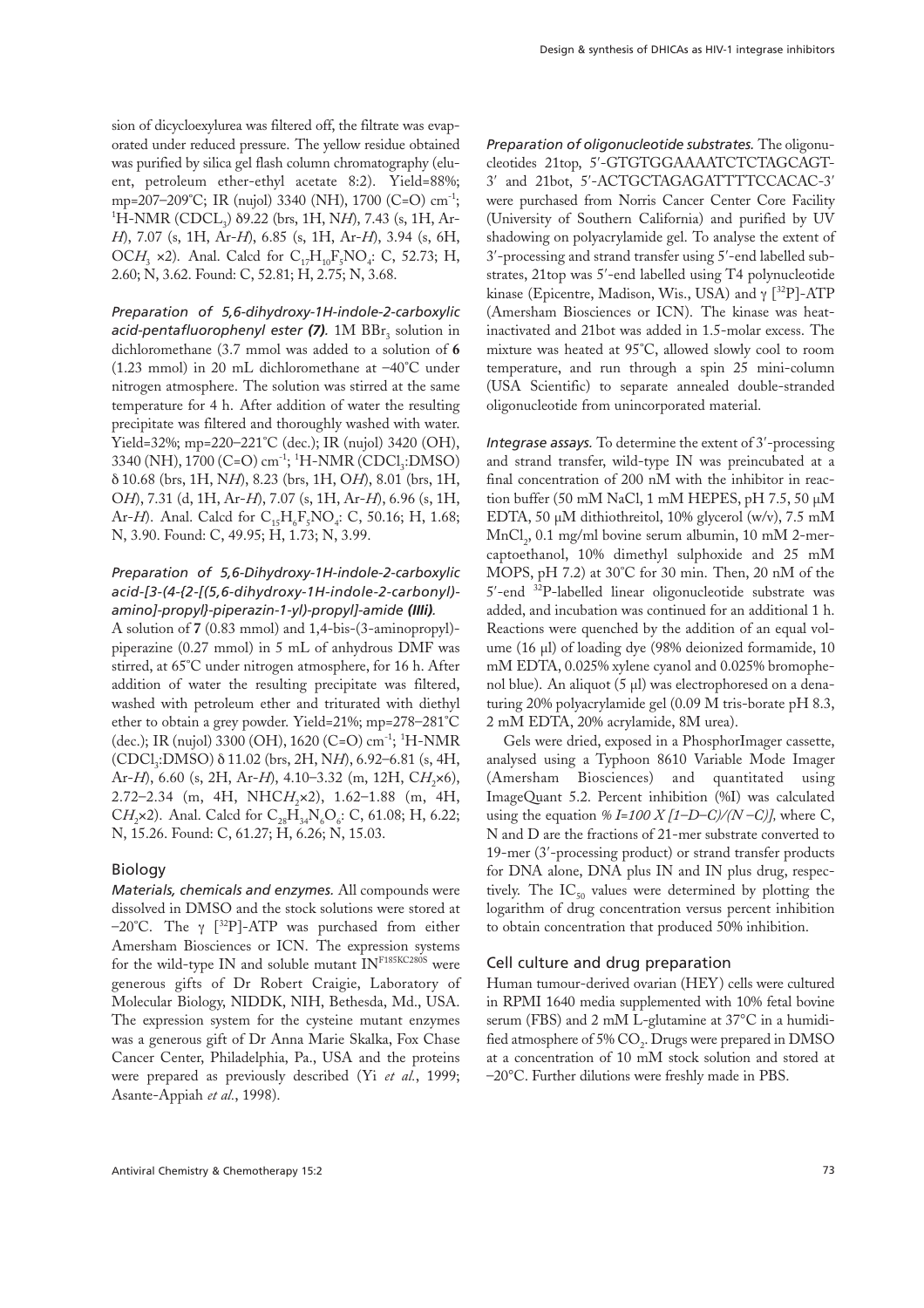sion of dicycloexylurea was filtered off, the filtrate was evaporated under reduced pressure. The yellow residue obtained was purified by silica gel flash column chromatography (eluent, petroleum ether-ethyl acetate 8:2). Yield=88%; mp=207–209°C; IR (nujol) 3340 (NH), 1700 (C=O) $cm^{-1}$; $^{1}$H-NMR ($CDCL_3$) δ9.22 (brs, 1H, N*H*), 7.43 (s, 1H, Ar-*H*), 7.07 (s, 1H, Ar-*H*), 6.85 (s, 1H, Ar-*H*), 3.94 (s, 6H, $OCH_3$ ×2). Anal. Calcd for $C_{17}H_{10}F_5NO_4$: C, 52.73; H, 2.60; N, 3.62. Found: C, 52.81; H, 2.75; N, 3.68.

*Preparation of 5,6-dihydroxy-1H-indole-2-carboxylic acid-pentafluorophenyl ester (7).* 1M $BBr_3$ solution in dichloromethane (3.7 mmol was added to a solution of **6** (1.23 mmol) in 20 mL dichloromethane at –40°C under nitrogen atmosphere. The solution was stirred at the same temperature for 4 h. After addition of water the resulting precipitate was filtered and thoroughly washed with water. Yield=32%; mp=220–221°C (dec.); IR (nujol) 3420 (OH), 3340 (NH), 1700 (C=O) $cm^{-1}$; $^{1}$H-NMR ($CDCl_3$:DMSO) δ 10.68 (brs, 1H, N*H*), 8.23 (brs, 1H, O*H*), 8.01 (brs, 1H, O*H*), 7.31 (d, 1H, Ar-*H*), 7.07 (s, 1H, Ar-*H*), 6.96 (s, 1H, Ar-*H*). Anal. Calcd for $C_{15}H_6F_5NO_4$: C, 50.16; H, 1.68; N, 3.90. Found: C, 49.95; H, 1.73; N, 3.99.

*Preparation of 5,6-Dihydroxy-1H-indole-2-carboxylic acid-[3-(4-{2-[(5,6-dihydroxy-1H-indole-2-carbonyl)-amino]-propyl}-piperazin-1-yl)-propyl]-amide **(IIIi)**.*
A solution of **7** (0.83 mmol) and 1,4-bis-(3-aminopropyl)-piperazine (0.27 mmol) in 5 mL of anhydrous DMF was stirred, at 65°C under nitrogen atmosphere, for 16 h. After addition of water the resulting precipitate was filtered, washed with petroleum ether and triturated with diethyl ether to obtain a grey powder. Yield=21%; mp=278–281°C (dec.); IR (nujol) 3300 (OH), 1620 (C=O) $cm^{-1}$; $^{1}$H-NMR ($CDCl_3$:DMSO) δ 11.02 (brs, 2H, N*H*), 6.92–6.81 (s, 4H, Ar-*H*), 6.60 (s, 2H, Ar-*H*), 4.10–3.32 (m, 12H, $CH_2$×6), 2.72–2.34 (m, 4H, $NHCH_2$×2), 1.62–1.88 (m, 4H, $CH_2$×2). Anal. Calcd for $C_{28}H_{34}N_6O_6$: C, 61.08; H, 6.22; N, 15.26. Found: C, 61.27; H, 6.26; N, 15.03.

## Biology

*Materials, chemicals and enzymes.* All compounds were dissolved in DMSO and the stock solutions were stored at –20°C. The γ [$^{32}$P]-ATP was purchased from either Amersham Biosciences or ICN. The expression systems for the wild-type IN and soluble mutant $IN^{F185KC280S}$ were generous gifts of Dr Robert Craigie, Laboratory of Molecular Biology, NIDDK, NIH, Bethesda, Md., USA. The expression system for the cysteine mutant enzymes was a generous gift of Dr Anna Marie Skalka, Fox Chase Cancer Center, Philadelphia, Pa., USA and the proteins were prepared as previously described (Yi *et al.*, 1999; Asante-Appiah *et al.*, 1998).

*Preparation of oligonucleotide substrates.* The oligonucleotides 21top, 5′-GTGTGGAAAATCTCTAGCAGT-3′ and 21bot, 5′-ACTGCTAGAGATTTTCCACAC-3′ were purchased from Norris Cancer Center Core Facility (University of Southern California) and purified by UV shadowing on polyacrylamide gel. To analyse the extent of 3′-processing and strand transfer using 5′-end labelled substrates, 21top was 5′-end labelled using T4 polynucleotide kinase (Epicentre, Madison, Wis., USA) and γ [$^{32}$P]-ATP (Amersham Biosciences or ICN). The kinase was heat-inactivated and 21bot was added in 1.5-molar excess. The mixture was heated at 95°C, allowed slowly cool to room temperature, and run through a spin 25 mini-column (USA Scientific) to separate annealed double-stranded oligonucleotide from unincorporated material.

*Integrase assays.* To determine the extent of 3′-processing and strand transfer, wild-type IN was preincubated at a final concentration of 200 nM with the inhibitor in reaction buffer (50 mM NaCl, 1 mM HEPES, pH 7.5, 50 μM EDTA, 50 μM dithiothreitol, 10% glycerol (w/v), 7.5 mM $MnCl_2$, 0.1 mg/ml bovine serum albumin, 10 mM 2-mercaptoethanol, 10% dimethyl sulphoxide and 25 mM MOPS, pH 7.2) at 30°C for 30 min. Then, 20 nM of the 5′-end $^{32}$P-labelled linear oligonucleotide substrate was added, and incubation was continued for an additional 1 h. Reactions were quenched by the addition of an equal volume (16 μl) of loading dye (98% deionized formamide, 10 mM EDTA, 0.025% xylene cyanol and 0.025% bromophenol blue). An aliquot (5 μl) was electrophoresed on a denaturing 20% polyacrylamide gel (0.09 M tris-borate pH 8.3, 2 mM EDTA, 20% acrylamide, 8M urea).

Gels were dried, exposed in a PhosphorImager cassette, analysed using a Typhoon 8610 Variable Mode Imager (Amersham Biosciences) and quantitated using ImageQuant 5.2. Percent inhibition (%I) was calculated using the equation $\% I=100 \times [1-D-C)/(N-C)]$, where C, N and D are the fractions of 21-mer substrate converted to 19-mer (3′-processing product) or strand transfer products for DNA alone, DNA plus IN and IN plus drug, respectively. The $IC_{50}$ values were determined by plotting the logarithm of drug concentration versus percent inhibition to obtain concentration that produced 50% inhibition.

## Cell culture and drug preparation

Human tumour-derived ovarian (HEY) cells were cultured in RPMI 1640 media supplemented with 10% fetal bovine serum (FBS) and 2 mM L-glutamine at 37°C in a humidified atmosphere of 5% $CO_2$. Drugs were prepared in DMSO at a concentration of 10 mM stock solution and stored at –20°C. Further dilutions were freshly made in PBS.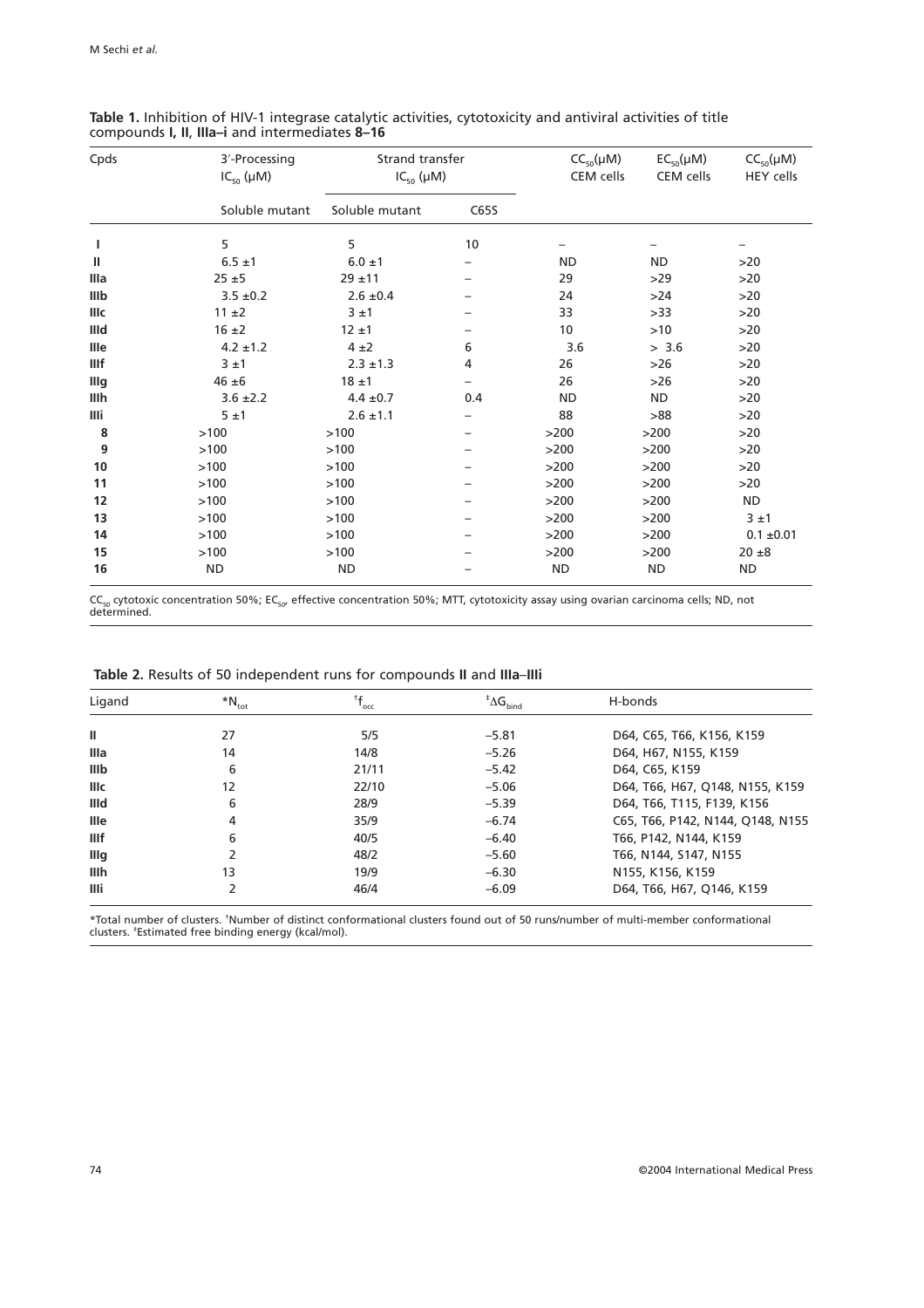**Table 1.** Inhibition of HIV-1 integrase catalytic activities, cytotoxicity and antiviral activities of title compounds **I, II, IIIa–i** and intermediates **8–16**

| Cpds | 3′-Processing $IC_{50}$ (μM) | Strand transfer $IC_{50}$ (μM) | | $CC_{50}$(μM) CEM cells | $EC_{50}$(μM) CEM cells | $CC_{50}$(μM) HEY cells |
|---|---|---|---|---|---|---|
| | Soluble mutant | Soluble mutant | C65S | | | |
| **I** | 5 | 5 | 10 | – | – | – |
| **II** | 6.5 ±1 | 6.0 ±1 | – | ND | ND | >20 |
| **IIIa** | 25 ±5 | 29 ±11 | – | 29 | >29 | >20 |
| **IIIb** | 3.5 ±0.2 | 2.6 ±0.4 | – | 24 | >24 | >20 |
| **IIIc** | 11 ±2 | 3 ±1 | – | 33 | >33 | >20 |
| **IIId** | 16 ±2 | 12 ±1 | – | 10 | >10 | >20 |
| **IIIe** | 4.2 ±1.2 | 4 ±2 | 6 | 3.6 | > 3.6 | >20 |
| **IIIf** | 3 ±1 | 2.3 ±1.3 | 4 | 26 | >26 | >20 |
| **IIIg** | 46 ±6 | 18 ±1 | – | 26 | >26 | >20 |
| **IIIh** | 3.6 ±2.2 | 4.4 ±0.7 | 0.4 | ND | ND | >20 |
| **IIIi** | 5 ±1 | 2.6 ±1.1 | – | 88 | >88 | >20 |
| **8** | >100 | >100 | – | >200 | >200 | >20 |
| **9** | >100 | >100 | – | >200 | >200 | >20 |
| **10** | >100 | >100 | – | >200 | >200 | >20 |
| **11** | >100 | >100 | – | >200 | >200 | >20 |
| **12** | >100 | >100 | – | >200 | >200 | ND |
| **13** | >100 | >100 | – | >200 | >200 | 3 ±1 |
| **14** | >100 | >100 | – | >200 | >200 | 0.1 ±0.01 |
| **15** | >100 | >100 | – | >200 | >200 | 20 ±8 |
| **16** | ND | ND | – | ND | ND | ND |

$CC_{50}$ cytotoxic concentration 50%; $EC_{50}$, effective concentration 50%; MTT, cytotoxicity assay using ovarian carcinoma cells; ND, not determined.

**Table 2.** Results of 50 independent runs for compounds **II** and **IIIa**–**IIIi**

| Ligand | $^{*}N_{tot}$ | $^{\dagger}f_{occ}$ | $^{\ddagger}\Delta G_{bind}$ | H-bonds |
|---|---|---|---|---|
| **II** | 27 | 5/5 | −5.81 | D64, C65, T66, K156, K159 |
| **IIIa** | 14 | 14/8 | −5.26 | D64, H67, N155, K159 |
| **IIIb** | 6 | 21/11 | −5.42 | D64, C65, K159 |
| **IIIc** | 12 | 22/10 | −5.06 | D64, T66, H67, Q148, N155, K159 |
| **IIId** | 6 | 28/9 | −5.39 | D64, T66, T115, F139, K156 |
| **IIIe** | 4 | 35/9 | −6.74 | C65, T66, P142, N144, Q148, N155 |
| **IIIf** | 6 | 40/5 | −6.40 | T66, P142, N144, K159 |
| **IIIg** | 2 | 48/2 | −5.60 | T66, N144, S147, N155 |
| **IIIh** | 13 | 19/9 | −6.30 | N155, K156, K159 |
| **IIIi** | 2 | 46/4 | −6.09 | D64, T66, H67, Q146, K159 |

*Total number of clusters. †Number of distinct conformational clusters found out of 50 runs/number of multi-member conformational clusters. ‡Estimated free binding energy (kcal/mol).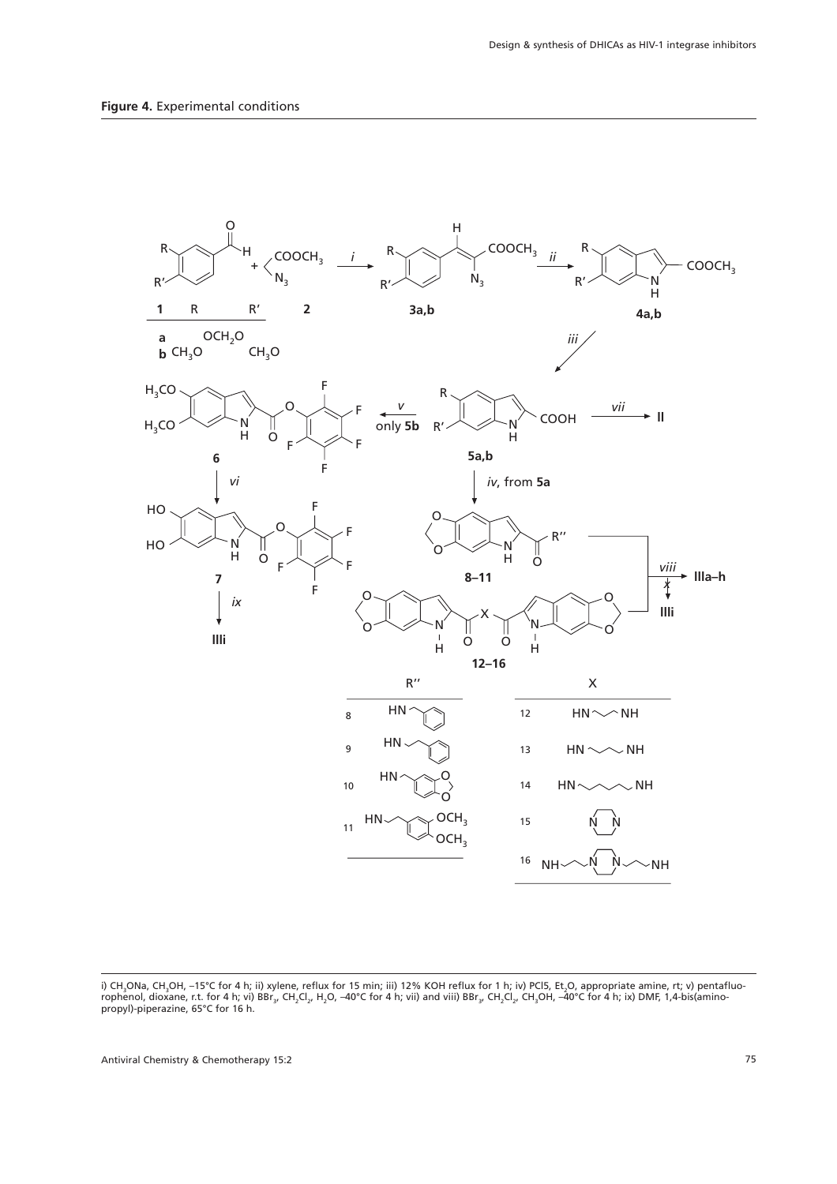**Figure 4.** Experimental conditions

i) $CH_3ONa$, $CH_3OH$, –15°C for 4 h; ii) xylene, reflux for 15 min; iii) 12% KOH reflux for 1 h; iv) PCl5, $Et_2O$, appropriate amine, rt; v) pentafluorophenol, dioxane, r.t. for 4 h; vi) $BBr_3$, $CH_2Cl_2$, $H_2O$, –40°C for 4 h; vii) and viii) $BBr_3$, $CH_2Cl_2$, $CH_3OH$, –40°C for 4 h; ix) DMF, 1,4-bis(aminopropyl)-piperazine, 65°C for 16 h.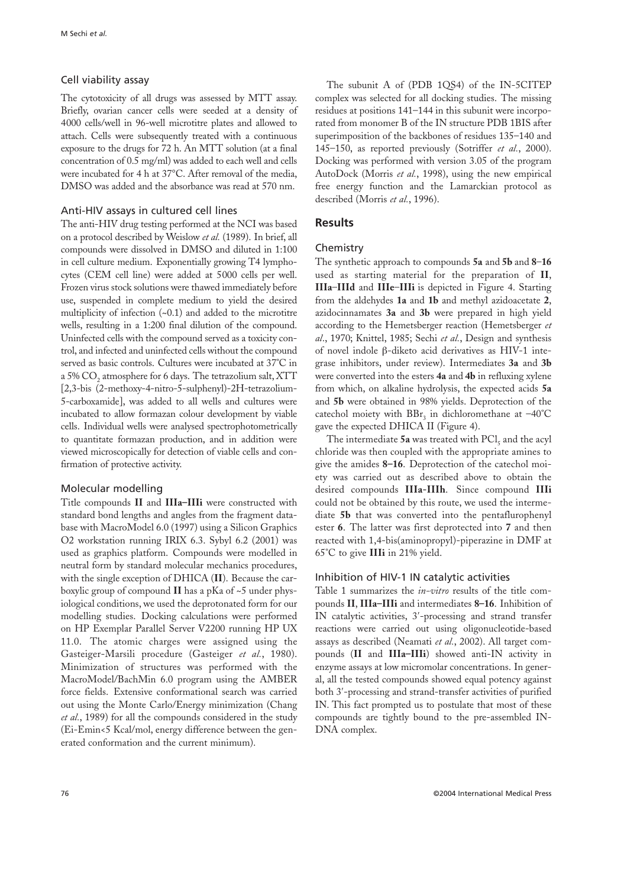### Cell viability assay

The cytotoxicity of all drugs was assessed by MTT assay. Briefly, ovarian cancer cells were seeded at a density of 4000 cells/well in 96-well microtitre plates and allowed to attach. Cells were subsequently treated with a continuous exposure to the drugs for 72 h. An MTT solution (at a final concentration of 0.5 mg/ml) was added to each well and cells were incubated for 4 h at 37°C. After removal of the media, DMSO was added and the absorbance was read at 570 nm.

### Anti-HIV assays in cultured cell lines

The anti-HIV drug testing performed at the NCI was based on a protocol described by Weislow *et al.* (1989). In brief, all compounds were dissolved in DMSO and diluted in 1:100 in cell culture medium. Exponentially growing T4 lymphocytes (CEM cell line) were added at 5000 cells per well. Frozen virus stock solutions were thawed immediately before use, suspended in complete medium to yield the desired multiplicity of infection (~0.1) and added to the microtitre wells, resulting in a 1:200 final dilution of the compound. Uninfected cells with the compound served as a toxicity control, and infected and uninfected cells without the compound served as basic controls. Cultures were incubated at 37°C in a 5% $CO_2$ atmosphere for 6 days. The tetrazolium salt, XTT [2,3-bis (2-methoxy-4-nitro-5-sulphenyl)-2H-tetrazolium-5-carboxamide], was added to all wells and cultures were incubated to allow formazan colour development by viable cells. Individual wells were analysed spectrophotometrically to quantitate formazan production, and in addition were viewed microscopically for detection of viable cells and confirmation of protective activity.

### Molecular modelling

Title compounds **II** and **IIIa–IIIi** were constructed with standard bond lengths and angles from the fragment database with MacroModel 6.0 (1997) using a Silicon Graphics O2 workstation running IRIX 6.3. Sybyl 6.2 (2001) was used as graphics platform. Compounds were modelled in neutral form by standard molecular mechanics procedures, with the single exception of DHICA (**II**). Because the carboxylic group of compound **II** has a pKa of ~5 under physiological conditions, we used the deprotonated form for our modelling studies. Docking calculations were performed on HP Exemplar Parallel Server V2200 running HP UX 11.0. The atomic charges were assigned using the Gasteiger-Marsili procedure (Gasteiger *et al.*, 1980). Minimization of structures was performed with the MacroModel/BachMin 6.0 program using the AMBER force fields. Extensive conformational search was carried out using the Monte Carlo/Energy minimization (Chang *et al.*, 1989) for all the compounds considered in the study (Ei-Emin<5 Kcal/mol, energy difference between the generated conformation and the current minimum).

The subunit A of (PDB 1QS4) of the IN-5CITEP complex was selected for all docking studies. The missing residues at positions 141–144 in this subunit were incorporated from monomer B of the IN structure PDB 1BIS after superimposition of the backbones of residues 135–140 and 145–150, as reported previously (Sotriffer *et al.*, 2000). Docking was performed with version 3.05 of the program AutoDock (Morris *et al.*, 1998), using the new empirical free energy function and the Lamarckian protocol as described (Morris *et al.*, 1996).

## Results

### Chemistry

The synthetic approach to compounds **5a** and **5b** and **8–16** used as starting material for the preparation of **II**, **IIIa–IIId** and **IIIe–IIIi** is depicted in Figure 4. Starting from the aldehydes **1a** and **1b** and methyl azidoacetate **2**, azidocinnamates **3a** and **3b** were prepared in high yield according to the Hemetsberger reaction (Hemetsberger *et al*., 1970; Knittel, 1985; Sechi *et al.*, Design and synthesis of novel indole β-diketo acid derivatives as HIV-1 integrase inhibitors, under review). Intermediates **3a** and **3b** were converted into the esters **4a** and **4b** in refluxing xylene from which, on alkaline hydrolysis, the expected acids **5a** and **5b** were obtained in 98% yields. Deprotection of the catechol moiety with $BBr_3$ in dichloromethane at −40°C gave the expected DHICA II (Figure 4).

The intermediate **5a** was treated with $PCl_5$ and the acyl chloride was then coupled with the appropriate amines to give the amides **8–16**. Deprotection of the catechol moiety was carried out as described above to obtain the desired compounds **IIIa-IIIh**. Since compound **IIIi** could not be obtained by this route, we used the intermediate **5b** that was converted into the pentaflurophenyl ester **6**. The latter was first deprotected into **7** and then reacted with 1,4-bis(aminopropyl)-piperazine in DMF at 65°C to give **IIIi** in 21% yield.

### Inhibition of HIV-1 IN catalytic activities

Table 1 summarizes the *in-vitro* results of the title compounds **II**, **IIIa–IIIi** and intermediates **8–16**. Inhibition of IN catalytic activities, 3′-processing and strand transfer reactions were carried out using oligonucleotide-based assays as described (Neamati *et al.*, 2002). All target compounds (**II** and **IIIa–IIIi**) showed anti-IN activity in enzyme assays at low micromolar concentrations. In general, all the tested compounds showed equal potency against both 3′-processing and strand-transfer activities of purified IN. This fact prompted us to postulate that most of these compounds are tightly bound to the pre-assembled IN-DNA complex.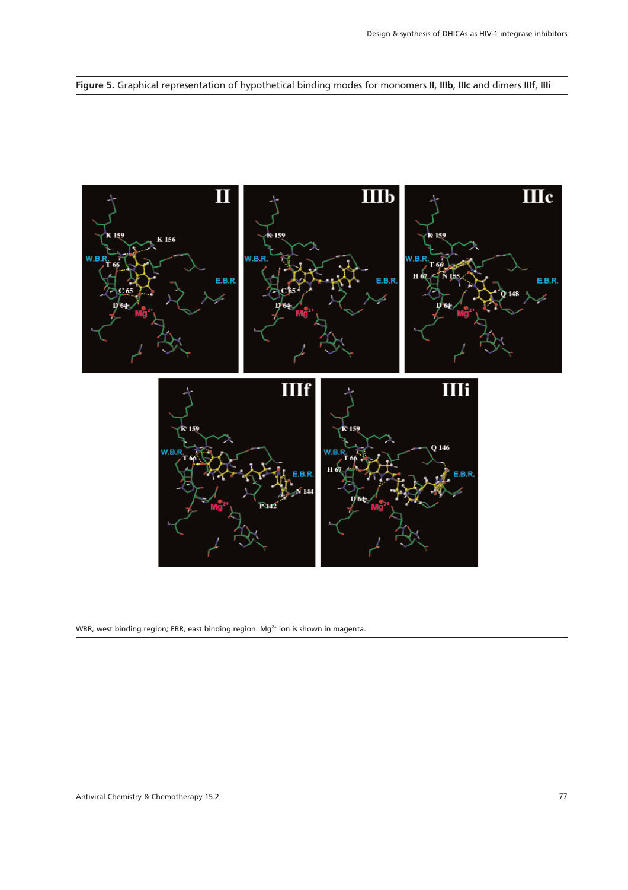**Figure 5.** Graphical representation of hypothetical binding modes for monomers **II**, **IIIb**, **IIIc** and dimers **IIIf**, **IIIi**

WBR, west binding region; EBR, east binding region. $Mg^{2+}$ ion is shown in magenta.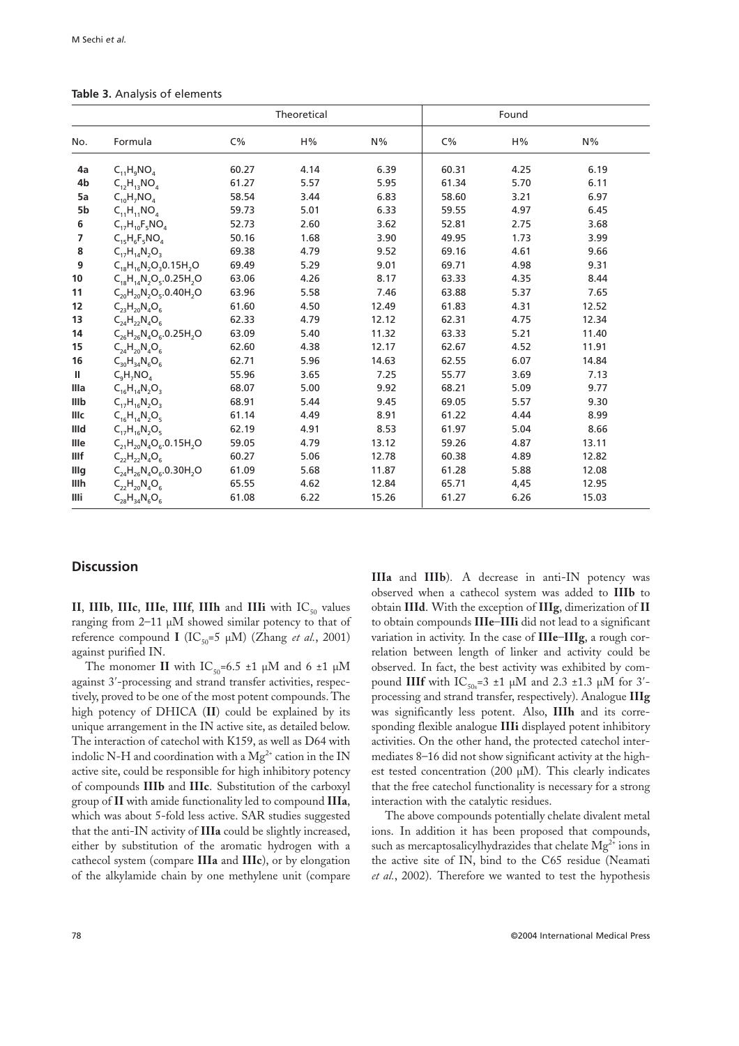**Table 3.** Analysis of elements

| | | Theoretical | | | Found | | |
|---|---|---|---|---|---|---|---|
| No. | Formula | C% | H% | N% | C% | H% | N% |
| **4a** | $C_{11}H_9NO_4$ | 60.27 | 4.14 | 6.39 | 60.31 | 4.25 | 6.19 |
| **4b** | $C_{12}H_{13}NO_4$ | 61.27 | 5.57 | 5.95 | 61.34 | 5.70 | 6.11 |
| **5a** | $C_{10}H_7NO_4$ | 58.54 | 3.44 | 6.83 | 58.60 | 3.21 | 6.97 |
| **5b** | $C_{11}H_{11}NO_4$ | 59.73 | 5.01 | 6.33 | 59.55 | 4.97 | 6.45 |
| **6** | $C_{17}H_{10}F_5NO_4$ | 52.73 | 2.60 | 3.62 | 52.81 | 2.75 | 3.68 |
| **7** | $C_{15}H_6F_5NO_4$ | 50.16 | 1.68 | 3.90 | 49.95 | 1.73 | 3.99 |
| **8** | $C_{17}H_{14}N_2O_3$ | 69.38 | 4.79 | 9.52 | 69.16 | 4.61 | 9.66 |
| **9** | $C_{18}H_{16}N_2O_3 0.15H_2O$ | 69.49 | 5.29 | 9.01 | 69.71 | 4.98 | 9.31 |
| **10** | $C_{18}H_{14}N_2O_5.0.25H_2O$ | 63.06 | 4.26 | 8.17 | 63.33 | 4.35 | 8.44 |
| **11** | $C_{20}H_{20}N_2O_5.0.40H_2O$ | 63.96 | 5.58 | 7.46 | 63.88 | 5.37 | 7.65 |
| **12** | $C_{23}H_{20}N_4O_6$ | 61.60 | 4.50 | 12.49 | 61.83 | 4.31 | 12.52 |
| **13** | $C_{24}H_{22}N_4O_6$ | 62.33 | 4.79 | 12.12 | 62.31 | 4.75 | 12.34 |
| **14** | $C_{26}H_{26}N_4O_6.0.25H_2O$ | 63.09 | 5.40 | 11.32 | 63.33 | 5.21 | 11.40 |
| **15** | $C_{24}H_{20}N_4O_6$ | 62.60 | 4.38 | 12.17 | 62.67 | 4.52 | 11.91 |
| **16** | $C_{30}H_{34}N_6O_6$ | 62.71 | 5.96 | 14.63 | 62.55 | 6.07 | 14.84 |
| **II** | $C_9H_7NO_4$ | 55.96 | 3.65 | 7.25 | 55.77 | 3.69 | 7.13 |
| **IIIa** | $C_{16}H_{14}N_2O_3$ | 68.07 | 5.00 | 9.92 | 68.21 | 5.09 | 9.77 |
| **IIIb** | $C_{17}H_{16}N_2O_3$ | 68.91 | 5.44 | 9.45 | 69.05 | 5.57 | 9.30 |
| **IIIc** | $C_{16}H_{14}N_2O_5$ | 61.14 | 4.49 | 8.91 | 61.22 | 4.44 | 8.99 |
| **IIId** | $C_{17}H_{16}N_2O_5$ | 62.19 | 4.91 | 8.53 | 61.97 | 5.04 | 8.66 |
| **IIIe** | $C_{21}H_{20}N_4O_6.0.15H_2O$ | 59.05 | 4.79 | 13.12 | 59.26 | 4.87 | 13.11 |
| **IIIf** | $C_{22}H_{22}N_4O_6$ | 60.27 | 5.06 | 12.78 | 60.38 | 4.89 | 12.82 |
| **IIIg** | $C_{24}H_{26}N_4O_6.0.30H_2O$ | 61.09 | 5.68 | 11.87 | 61.28 | 5.88 | 12.08 |
| **IIIh** | $C_{22}H_{20}N_4O_6$ | 65.55 | 4.62 | 12.84 | 65.71 | 4,45 | 12.95 |
| **IIIi** | $C_{28}H_{34}N_6O_6$ | 61.08 | 6.22 | 15.26 | 61.27 | 6.26 | 15.03 |

## Discussion

**II**, **IIIb**, **IIIc**, **IIIe**, **IIIf**, **IIIh** and **IIIi** with $IC_{50}$ values ranging from 2–11 μM showed similar potency to that of reference compound **I** ($IC_{50}$=5 μM) (Zhang *et al.*, 2001) against purified IN.

The monomer **II** with $IC_{50}$=6.5 ±1 μM and 6 ±1 μM against 3′-processing and strand transfer activities, respectively, proved to be one of the most potent compounds. The high potency of DHICA (**II**) could be explained by its unique arrangement in the IN active site, as detailed below. The interaction of catechol with K159, as well as D64 with indolic N-H and coordination with a $Mg^{2+}$ cation in the IN active site, could be responsible for high inhibitory potency of compounds **IIIb** and **IIIc**. Substitution of the carboxyl group of **II** with amide functionality led to compound **IIIa**, which was about 5-fold less active. SAR studies suggested that the anti-IN activity of **IIIa** could be slightly increased, either by substitution of the aromatic hydrogen with a cathecol system (compare **IIIa** and **IIIc**), or by elongation of the alkylamide chain by one methylene unit (compare **IIIa** and **IIIb**). A decrease in anti-IN potency was observed when a cathecol system was added to **IIIb** to obtain **IIId**. With the exception of **IIIg**, dimerization of **II** to obtain compounds **IIIe**–**IIIi** did not lead to a significant variation in activity. In the case of **IIIe**–**IIIg**, a rough correlation between length of linker and activity could be observed. In fact, the best activity was exhibited by compound **IIIf** with $IC_{50s}$=3 ±1 μM and 2.3 ±1.3 μM for 3′-processing and strand transfer, respectively). Analogue **IIIg** was significantly less potent. Also, **IIIh** and its corresponding flexible analogue **IIIi** displayed potent inhibitory activities. On the other hand, the protected catechol intermediates 8–16 did not show significant activity at the highest tested concentration (200 μM). This clearly indicates that the free catechol functionality is necessary for a strong interaction with the catalytic residues.

The above compounds potentially chelate divalent metal ions. In addition it has been proposed that compounds, such as mercaptosalicylhydrazides that chelate $Mg^{2+}$ ions in the active site of IN, bind to the C65 residue (Neamati *et al.*, 2002). Therefore we wanted to test the hypothesis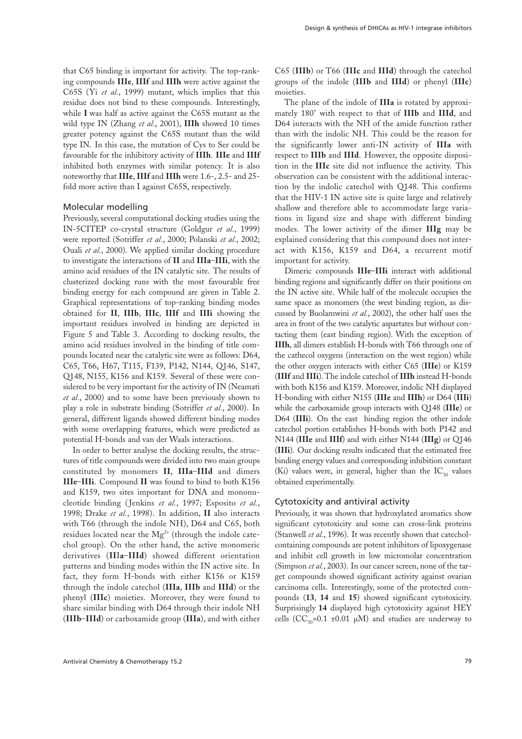that C65 binding is important for activity. The top-ranking compounds **IIIe**, **IIIf** and **IIIh** were active against the C65S (Yi *et al.*, 1999) mutant, which implies that this residue does not bind to these compounds. Interestingly, while **I** was half as active against the C65S mutant as the wild type IN (Zhang *et al.*, 2001), **IIIh** showed 10 times greater potency against the C65S mutant than the wild type IN. In this case, the mutation of Cys to Ser could be favourable for the inhibitory activity of **IIIh**. **IIIe** and **IIIf** inhibited both enzymes with similar potency. It is also noteworthy that **IIIe**, **IIIf** and **IIIh** were 1.6-, 2.5- and 25-fold more active than I against C65S, respectively.

## Molecular modelling

Previously, several computational docking studies using the IN-5CITEP co-crystal structure (Goldgur *et al.*, 1999) were reported (Sotriffer *et al.*, 2000; Polanski *et al.*, 2002; Ouali *et al.*, 2000). We applied similar docking procedure to investigate the interactions of **II** and **IIIa**–**IIIi**, with the amino acid residues of the IN catalytic site. The results of clusterized docking runs with the most favourable free binding energy for each compound are given in Table 2. Graphical representations of top-ranking binding modes obtained for **II**, **IIIb**, **IIIc**, **IIIf** and **IIIi** showing the important residues involved in binding are depicted in Figure 5 and Table 3. According to docking results, the amino acid residues involved in the binding of title compounds located near the catalytic site were as follows: D64, C65, T66, H67, T115, F139, P142, N144, Q146, S147, Q148, N155, K156 and K159. Several of these were considered to be very important for the activity of IN (Neamati *et al.*, 2000) and to some have been previously shown to play a role in substrate binding (Sotriffer *et al.*, 2000). In general, different ligands showed different binding modes with some overlapping features, which were predicted as potential H-bonds and van der Waals interactions.

In order to better analyse the docking results, the structures of title compounds were divided into two main groups constituted by monomers **II**, **IIIa**–**IIId** and dimers **IIIe**–**IIIi**. Compound **II** was found to bind to both K156 and K159, two sites important for DNA and mononucleotide binding (Jenkins *et al.*, 1997; Esposito *et al.*, 1998; Drake *et al.*, 1998). In addition, **II** also interacts with T66 (through the indole NH), D64 and C65, both residues located near the $Mg^{2+}$ (through the indole catechol group). On the other hand, the active monomeric derivatives (**IIIa**–**IIId**) showed different orientation patterns and binding modes within the IN active site. In fact, they form H-bonds with either K156 or K159 through the indole catechol (**IIIa**, **IIIb** and **IIId**) or the phenyl (**IIIc**) moieties. Moreover, they were found to share similar binding with D64 through their indole NH (**IIIb**–**IIId**) or carboxamide group (**IIIa**), and with either C65 (**IIIb**) or T66 (**IIIc** and **IIId**) through the catechol groups of the indole (**IIIb** and **IIId**) or phenyl (**IIIc**) moieties.

The plane of the indole of **IIIa** is rotated by approximately 180° with respect to that of **IIIb** and **IIId**, and D64 interacts with the NH of the amide function rather than with the indolic NH. This could be the reason for the significantly lower anti-IN activity of **IIIa** with respect to **IIIb** and **IIId**. However, the opposite disposition in the **IIIc** site did not influence the activity. This observation can be consistent with the additional interaction by the indolic catechol with Q148. This confirms that the HIV-1 IN active site is quite large and relatively shallow and therefore able to accommodate large variations in ligand size and shape with different binding modes. The lower activity of the dimer **IIIg** may be explained considering that this compound does not interact with K156, K159 and D64, a recurrent motif important for activity.

Dimeric compounds **IIIe**–**IIIi** interact with additional binding regions and significantly differ on their positions on the IN active site. While half of the molecule occupies the same space as monomers (the west binding region, as discussed by Buolamwini *et al.*, 2002), the other half uses the area in front of the two catalytic aspartates but without contacting them (east binding region). With the exception of **IIIh**, all dimers establish H-bonds with T66 through one of the cathecol oxygens (interaction on the west region) while the other oxygen interacts with either C65 (**IIIe**) or K159 (**IIIf** and **IIIi**). The indole catechol of **IIIh** instead H-bonds with both K156 and K159. Moreover, indolic NH displayed H-bonding with either N155 (**IIIe** and **IIIh**) or D64 (**IIIi**) while the carboxamide group interacts with Q148 (**IIIe**) or D64 (**IIIi**). On the east binding region the other indole catechol portion establishes H-bonds with both P142 and N144 (**IIIe** and **IIIf**) and with either N144 (**IIIg**) or Q146 (**IIIi**). Our docking results indicated that the estimated free binding energy values and corresponding inhibition constant (Ki) values were, in general, higher than the $IC_{50}$ values obtained experimentally.

## Cytotoxicity and antiviral activity

Previously, it was shown that hydroxylated aromatics show significant cytotoxicity and some can cross-link proteins (Stanwell *et al.*, 1996). It was recently shown that catechol-containing compounds are potent inhibitors of lipoxygenase and inhibit cell growth in low micromolar concentration (Simpson *et al.*, 2003). In our cancer screen, none of the target compounds showed significant activity against ovarian carcinoma cells. Interestingly, some of the protected compounds (**13**, **14** and **15**) showed significant cytotoxicity. Surprisingly **14** displayed high cytotoxicity against HEY cells ($CC_{50}$=0.1 ±0.01 μM) and studies are underway to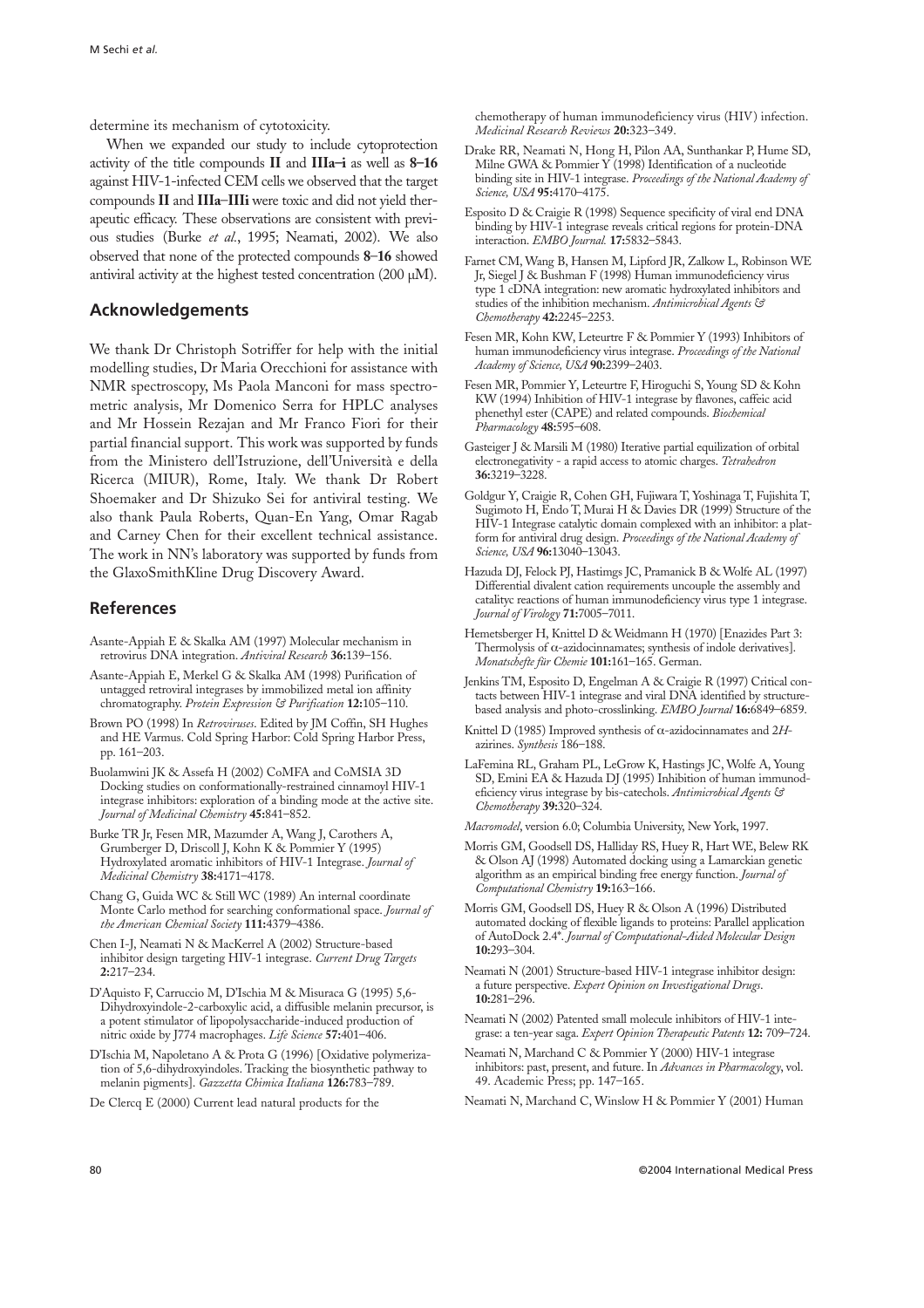determine its mechanism of cytotoxicity.

When we expanded our study to include cytoprotection activity of the title compounds **II** and **IIIa–i** as well as **8–16** against HIV-1-infected CEM cells we observed that the target compounds **II** and **IIIa–IIIi** were toxic and did not yield therapeutic efficacy. These observations are consistent with previous studies (Burke *et al.*, 1995; Neamati, 2002). We also observed that none of the protected compounds **8–16** showed antiviral activity at the highest tested concentration (200 μM).

## Acknowledgements

We thank Dr Christoph Sotriffer for help with the initial modelling studies, Dr Maria Orecchioni for assistance with NMR spectroscopy, Ms Paola Manconi for mass spectrometric analysis, Mr Domenico Serra for HPLC analyses and Mr Hossein Rezajan and Mr Franco Fiori for their partial financial support. This work was supported by funds from the Ministero dell'Istruzione, dell'Università e della Ricerca (MIUR), Rome, Italy. We thank Dr Robert Shoemaker and Dr Shizuko Sei for antiviral testing. We also thank Paula Roberts, Quan-En Yang, Omar Ragab and Carney Chen for their excellent technical assistance. The work in NN's laboratory was supported by funds from the GlaxoSmithKline Drug Discovery Award.

## References

Asante-Appiah E & Skalka AM (1997) Molecular mechanism in retrovirus DNA integration. *Antiviral Research* **36:**139–156.

Asante-Appiah E, Merkel G & Skalka AM (1998) Purification of untagged retroviral integrases by immobilized metal ion affinity chromatography. *Protein Expression & Purification* **12:**105–110.

Brown PO (1998) In *Retroviruses*. Edited by JM Coffin, SH Hughes and HE Varmus. Cold Spring Harbor: Cold Spring Harbor Press, pp. 161–203.

Buolamwini JK & Assefa H (2002) CoMFA and CoMSIA 3D Docking studies on conformationally-restrained cinnamoyl HIV-1 integrase inhibitors: exploration of a binding mode at the active site. *Journal of Medicinal Chemistry* **45:**841–852.

Burke TR Jr, Fesen MR, Mazumder A, Wang J, Carothers A, Grumberger D, Driscoll J, Kohn K & Pommier Y (1995) Hydroxylated aromatic inhibitors of HIV-1 Integrase. *Journal of Medicinal Chemistry* **38:**4171–4178.

Chang G, Guida WC & Still WC (1989) An internal coordinate Monte Carlo method for searching conformational space. *Journal of the American Chemical Society* **111:**4379–4386.

Chen I-J, Neamati N & MacKerrel A (2002) Structure-based inhibitor design targeting HIV-1 integrase. *Current Drug Targets* **2:**217–234.

D'Aquisto F, Carruccio M, D'Ischia M & Misuraca G (1995) 5,6-Dihydroxyindole-2-carboxylic acid, a diffusible melanin precursor, is a potent stimulator of lipopolysaccharide-induced production of nitric oxide by J774 macrophages. *Life Science* **57:**401–406.

D'Ischia M, Napoletano A & Prota G (1996) [Oxidative polymerization of 5,6-dihydroxyindoles. Tracking the biosynthetic pathway to melanin pigments]. *Gazzetta Chimica Italiana* **126:**783–789.

De Clercq E (2000) Current lead natural products for the chemotherapy of human immunodeficiency virus (HIV) infection. *Medicinal Research Reviews* **20:**323–349.

Drake RR, Neamati N, Hong H, Pilon AA, Sunthankar P, Hume SD, Milne GWA & Pommier Y (1998) Identification of a nucleotide binding site in HIV-1 integrase. *Proceedings of the National Academy of Science, USA* **95:**4170–4175.

Esposito D & Craigie R (1998) Sequence specificity of viral end DNA binding by HIV-1 integrase reveals critical regions for protein-DNA interaction. *EMBO Journal.* **17:**5832–5843.

Farnet CM, Wang B, Hansen M, Lipford JR, Zalkow L, Robinson WE Jr, Siegel J & Bushman F (1998) Human immunodeficiency virus type 1 cDNA integration: new aromatic hydroxylated inhibitors and studies of the inhibition mechanism. *Antimicrobial Agents & Chemotherapy* **42:**2245–2253.

Fesen MR, Kohn KW, Leteurtre F & Pommier Y (1993) Inhibitors of human immunodeficiency virus integrase. *Proceedings of the National Academy of Science, USA* **90:**2399–2403.

Fesen MR, Pommier Y, Leteurtre F, Hiroguchi S, Young SD & Kohn KW (1994) Inhibition of HIV-1 integrase by flavones, caffeic acid phenethyl ester (CAPE) and related compounds. *Biochemical Pharmacology* **48:**595–608.

Gasteiger J & Marsili M (1980) Iterative partial equilization of orbital electronegativity - a rapid access to atomic charges. *Tetrahedron* **36:**3219–3228.

Goldgur Y, Craigie R, Cohen GH, Fujiwara T, Yoshinaga T, Fujishita T, Sugimoto H, Endo T, Murai H & Davies DR (1999) Structure of the HIV-1 Integrase catalytic domain complexed with an inhibitor: a platform for antiviral drug design. *Proceedings of the National Academy of Science, USA* **96:**13040–13043.

Hazuda DJ, Felock PJ, Hastimgs JC, Pramanick B & Wolfe AL (1997) Differential divalent cation requirements uncouple the assembly and catalityc reactions of human immunodeficiency virus type 1 integrase. *Journal of Virology* **71:**7005–7011.

Hemetsberger H, Knittel D & Weidmann H (1970) [Enazides Part 3: Thermolysis of α-azidocinnamates; synthesis of indole derivatives]. *Monatschefte für Chemie* **101:**161–165. German.

Jenkins TM, Esposito D, Engelman A & Craigie R (1997) Critical contacts between HIV-1 integrase and viral DNA identified by structure-based analysis and photo-crosslinking. *EMBO Journal* **16:**6849–6859.

Knittel D (1985) Improved synthesis of α-azidocinnamates and 2*H*-azirines. *Synthesis* 186–188.

LaFemina RL, Graham PL, LeGrow K, Hastings JC, Wolfe A, Young SD, Emini EA & Hazuda DJ (1995) Inhibition of human immunodeficiency virus integrase by bis-catechols. *Antimicrobial Agents & Chemotherapy* **39:**320–324.

*Macromodel*, version 6.0; Columbia University, New York, 1997.

Morris GM, Goodsell DS, Halliday RS, Huey R, Hart WE, Belew RK & Olson AJ (1998) Automated docking using a Lamarckian genetic algorithm an an empirical binding free energy function. *Journal of Computational Chemistry* **19:**163–166.

Morris GM, Goodsell DS, Huey R & Olson A (1996) Distributed automated docking of flexible ligands to proteins: Parallel application of AutoDock 2.4*. *Journal of Computational-Aided Molecular Design* **10:**293–304.

Neamati N (2001) Structure-based HIV-1 integrase inhibitor design: a future perspective. *Expert Opinion on Investigational Drugs*. **10:**281–296.

Neamati N (2002) Patented small molecule inhibitors of HIV-1 integrase: a ten-year saga. *Expert Opinion Therapeutic Patents* **12:** 709–724.

Neamati N, Marchand C & Pommier Y (2000) HIV-1 integrase inhibitors: past, present, and future. In *Advances in Pharmacology*, vol. 49. Academic Press; pp. 147–165.

Neamati N, Marchand C, Winslow H & Pommier Y (2001) Human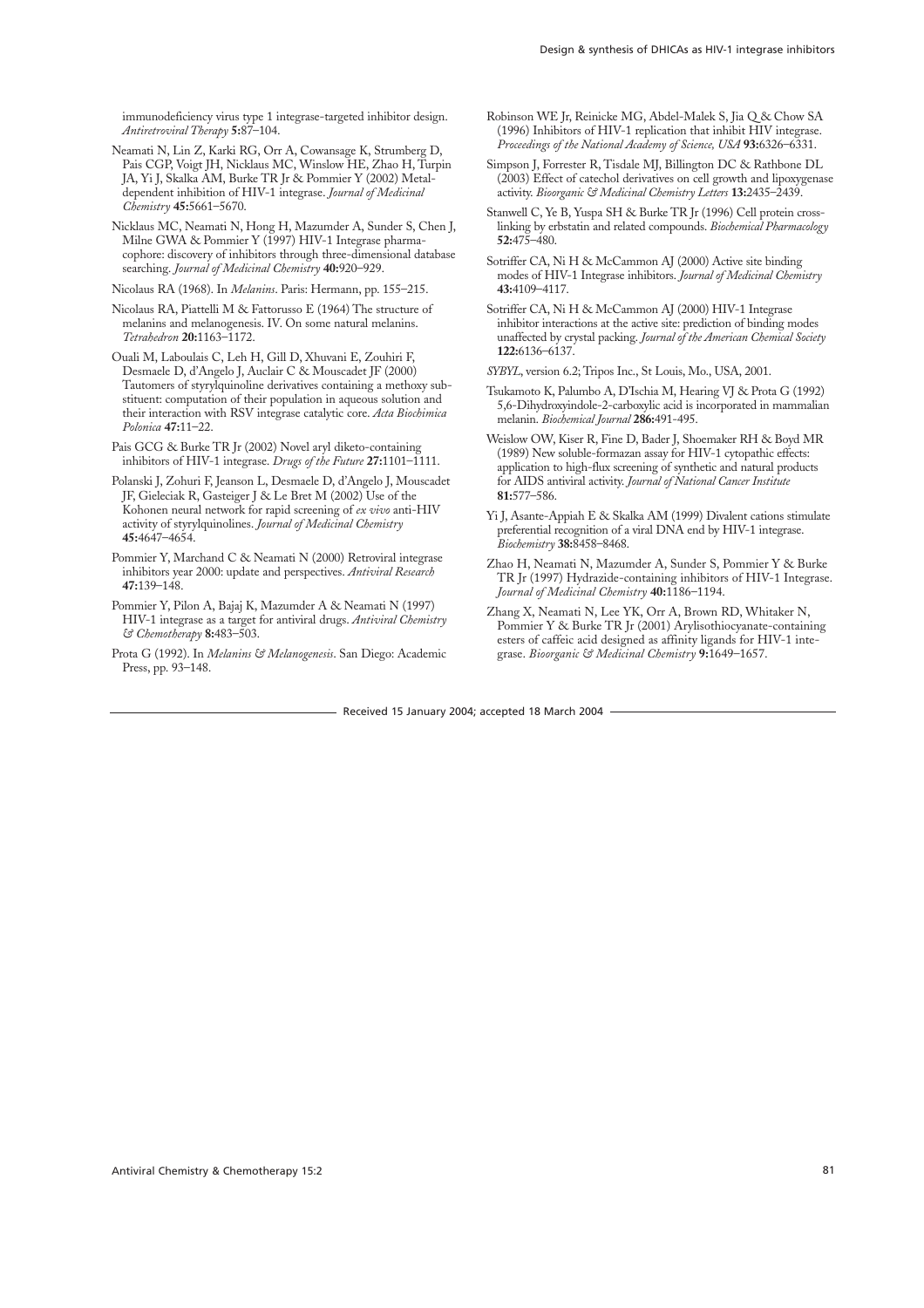immunodeficiency virus type 1 integrase-targeted inhibitor design. *Antiretroviral Therapy* **5:**87–104.

Neamati N, Lin Z, Karki RG, Orr A, Cowansage K, Strumberg D, Pais CGP, Voigt JH, Nicklaus MC, Winslow HE, Zhao H, Turpin JA, Yi J, Skalka AM, Burke TR Jr & Pommier Y (2002) Metal-dependent inhibition of HIV-1 integrase. *Journal of Medicinal Chemistry* **45:**5661–5670.

Nicklaus MC, Neamati N, Hong H, Mazumder A, Sunder S, Chen J, Milne GWA & Pommier Y (1997) HIV-1 Integrase pharmacophore: discovery of inhibitors through three-dimensional database searching. *Journal of Medicinal Chemistry* **40:**920–929.

Nicolaus RA (1968). In *Melanins*. Paris: Hermann, pp. 155–215.

Nicolaus RA, Piattelli M & Fattorusso E (1964) The structure of melanins and melanogenesis. IV. On some natural melanins. *Tetrahedron* **20:**1163–1172.

Ouali M, Laboulais C, Leh H, Gill D, Xhuvani E, Zouhiri F, Desmaele D, d'Angelo J, Auclair C & Mouscadet JF (2000) Tautomers of styrylquinoline derivatives containing a methoxy substituent: computation of their population in aqueous solution and their interaction with RSV integrase catalytic core. *Acta Biochimica Polonica* **47:**11–22.

Pais GCG & Burke TR Jr (2002) Novel aryl diketo-containing inhibitors of HIV-1 integrase. *Drugs of the Future* **27:**1101–1111.

Polanski J, Zohuri F, Jeanson L, Desmaele D, d'Angelo J, Mouscadet JF, Gieleciak R, Gasteiger J & Le Bret M (2002) Use of the Kohonen neural network for rapid screening of *ex vivo* anti-HIV activity of styrylquinolines. *Journal of Medicinal Chemistry* **45:**4647–4654.

Pommier Y, Marchand C & Neamati N (2000) Retroviral integrase inhibitors year 2000: update and perspectives. *Antiviral Research* **47:**139–148.

Pommier Y, Pilon A, Bajaj K, Mazumder A & Neamati N (1997) HIV-1 integrase as a target for antiviral drugs. *Antiviral Chemistry & Chemotherapy* **8:**483–503.

Prota G (1992). In *Melanins & Melanogenesis*. San Diego: Academic Press, pp. 93–148.

Robinson WE Jr, Reinicke MG, Abdel-Malek S, Jia Q & Chow SA (1996) Inhibitors of HIV-1 replication that inhibit HIV integrase. *Proceedings of the National Academy of Science, USA* **93:**6326–6331.

Simpson J, Forrester R, Tisdale MJ, Billington DC & Rathbone DL (2003) Effect of catechol derivatives on cell growth and lipoxygenase activity. *Bioorganic & Medicinal Chemistry Letters* **13:**2435–2439.

Stanwell C, Ye B, Yuspa SH & Burke TR Jr (1996) Cell protein cross-linking by erbstatin and related compounds. *Biochemical Pharmacology* **52:**475–480.

Sotriffer CA, Ni H & McCammon AJ (2000) Active site binding modes of HIV-1 Integrase inhibitors. *Journal of Medicinal Chemistry* **43:**4109–4117.

Sotriffer CA, Ni H & McCammon AJ (2000) HIV-1 Integrase inhibitor interactions at the active site: prediction of binding modes unaffected by crystal packing. *Journal of the American Chemical Society* **122:**6136–6137.

*SYBYL*, version 6.2; Tripos Inc., St Louis, Mo., USA, 2001.

Tsukamoto K, Palumbo A, D'Ischia M, Hearing VJ & Prota G (1992) 5,6-Dihydroxyindole-2-carboxylic acid is incorporated in mammalian melanin. *Biochemical Journal* **286:**491-495.

Weislow OW, Kiser R, Fine D, Bader J, Shoemaker RH & Boyd MR (1989) New soluble-formazan assay for HIV-1 cytopathic effects: application to high-flux screening of synthetic and natural products for AIDS antiviral activity. *Journal of National Cancer Institute* **81:**577–586.

Yi J, Asante-Appiah E & Skalka AM (1999) Divalent cations stimulate preferential recognition of a viral DNA end by HIV-1 integrase. *Biochemistry* **38:**8458–8468.

Zhao H, Neamati N, Mazumder A, Sunder S, Pommier Y & Burke TR Jr (1997) Hydrazide-containing inhibitors of HIV-1 Integrase. *Journal of Medicinal Chemistry* **40:**1186–1194.

Zhang X, Neamati N, Lee YK, Orr A, Brown RD, Whitaker N, Pommier Y & Burke TR Jr (2001) Arylisothiocyanate-containing esters of caffeic acid designed as affinity ligands for HIV-1 integrase. *Bioorganic & Medicinal Chemistry* **9:**1649–1657.

Received 15 January 2004; accepted 18 March 2004